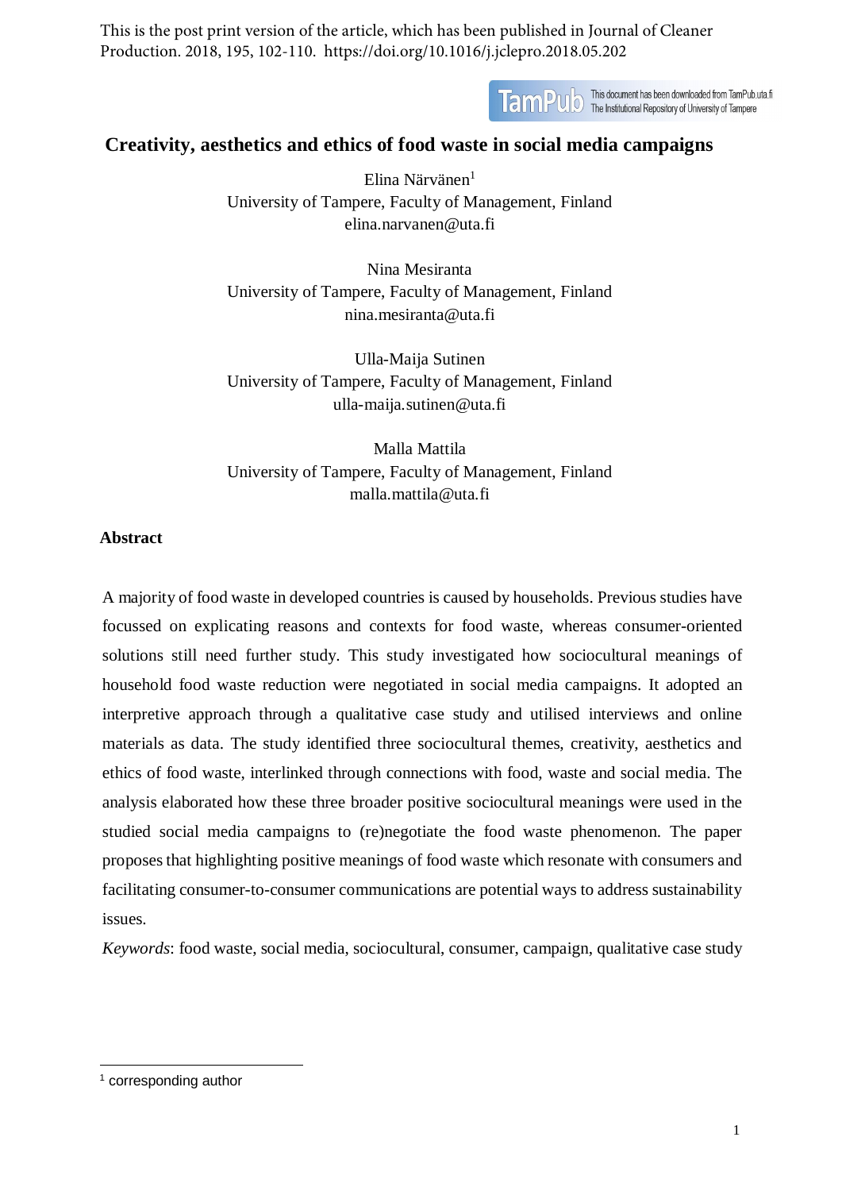This is the post print version of the article, which has been published in Journal of Cleaner Production. 2018, 195, 102-110. https://doi.org/10.1016/j.jclepro.2018.05.202

This document has been downloaded from TamPub.uta.fi
The Institutional Repository of University of Tampere

# Creativity, aesthetics and ethics of food waste in social media campaigns

Elina Närvänen[1]
University of Tampere, Faculty of Management, Finland
elina.narvanen@uta.fi

Nina Mesiranta
University of Tampere, Faculty of Management, Finland
nina.mesiranta@uta.fi

Ulla-Maija Sutinen
University of Tampere, Faculty of Management, Finland
ulla-maija.sutinen@uta.fi

Malla Mattila
University of Tampere, Faculty of Management, Finland
malla.mattila@uta.fi

## Abstract

A majority of food waste in developed countries is caused by households. Previous studies have focussed on explicating reasons and contexts for food waste, whereas consumer-oriented solutions still need further study. This study investigated how sociocultural meanings of household food waste reduction were negotiated in social media campaigns. It adopted an interpretive approach through a qualitative case study and utilised interviews and online materials as data. The study identified three sociocultural themes, creativity, aesthetics and ethics of food waste, interlinked through connections with food, waste and social media. The analysis elaborated how these three broader positive sociocultural meanings were used in the studied social media campaigns to (re)negotiate the food waste phenomenon. The paper proposes that highlighting positive meanings of food waste which resonate with consumers and facilitating consumer-to-consumer communications are potential ways to address sustainability issues.

*Keywords*: food waste, social media, sociocultural, consumer, campaign, qualitative case study

[1] corresponding author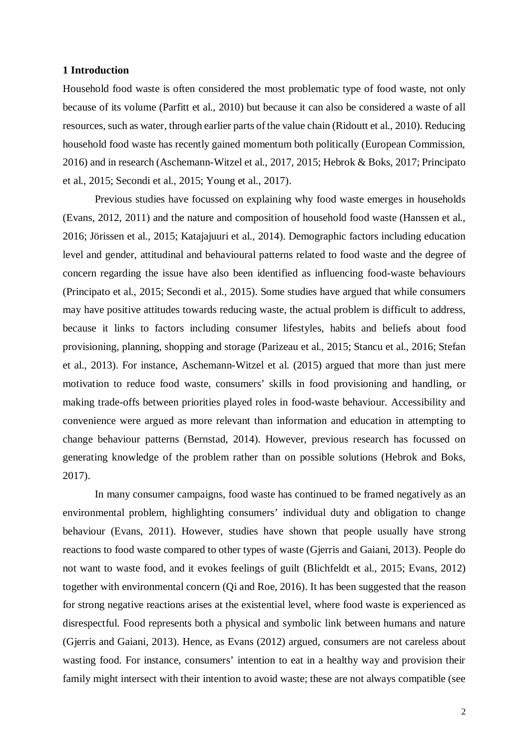## 1 Introduction

Household food waste is often considered the most problematic type of food waste, not only because of its volume (Parfitt et al., 2010) but because it can also be considered a waste of all resources, such as water, through earlier parts of the value chain (Ridoutt et al., 2010). Reducing household food waste has recently gained momentum both politically (European Commission, 2016) and in research (Aschemann-Witzel et al., 2017, 2015; Hebrok & Boks, 2017; Principato et al., 2015; Secondi et al., 2015; Young et al., 2017).

Previous studies have focussed on explaining why food waste emerges in households (Evans, 2012, 2011) and the nature and composition of household food waste (Hanssen et al., 2016; Jörissen et al., 2015; Katajajuuri et al., 2014). Demographic factors including education level and gender, attitudinal and behavioural patterns related to food waste and the degree of concern regarding the issue have also been identified as influencing food-waste behaviours (Principato et al., 2015; Secondi et al., 2015). Some studies have argued that while consumers may have positive attitudes towards reducing waste, the actual problem is difficult to address, because it links to factors including consumer lifestyles, habits and beliefs about food provisioning, planning, shopping and storage (Parizeau et al., 2015; Stancu et al., 2016; Stefan et al., 2013). For instance, Aschemann-Witzel et al. (2015) argued that more than just mere motivation to reduce food waste, consumers' skills in food provisioning and handling, or making trade-offs between priorities played roles in food-waste behaviour. Accessibility and convenience were argued as more relevant than information and education in attempting to change behaviour patterns (Bernstad, 2014). However, previous research has focussed on generating knowledge of the problem rather than on possible solutions (Hebrok and Boks, 2017).

In many consumer campaigns, food waste has continued to be framed negatively as an environmental problem, highlighting consumers' individual duty and obligation to change behaviour (Evans, 2011). However, studies have shown that people usually have strong reactions to food waste compared to other types of waste (Gjerris and Gaiani, 2013). People do not want to waste food, and it evokes feelings of guilt (Blichfeldt et al., 2015; Evans, 2012) together with environmental concern (Qi and Roe, 2016). It has been suggested that the reason for strong negative reactions arises at the existential level, where food waste is experienced as disrespectful. Food represents both a physical and symbolic link between humans and nature (Gjerris and Gaiani, 2013). Hence, as Evans (2012) argued, consumers are not careless about wasting food. For instance, consumers' intention to eat in a healthy way and provision their family might intersect with their intention to avoid waste; these are not always compatible (see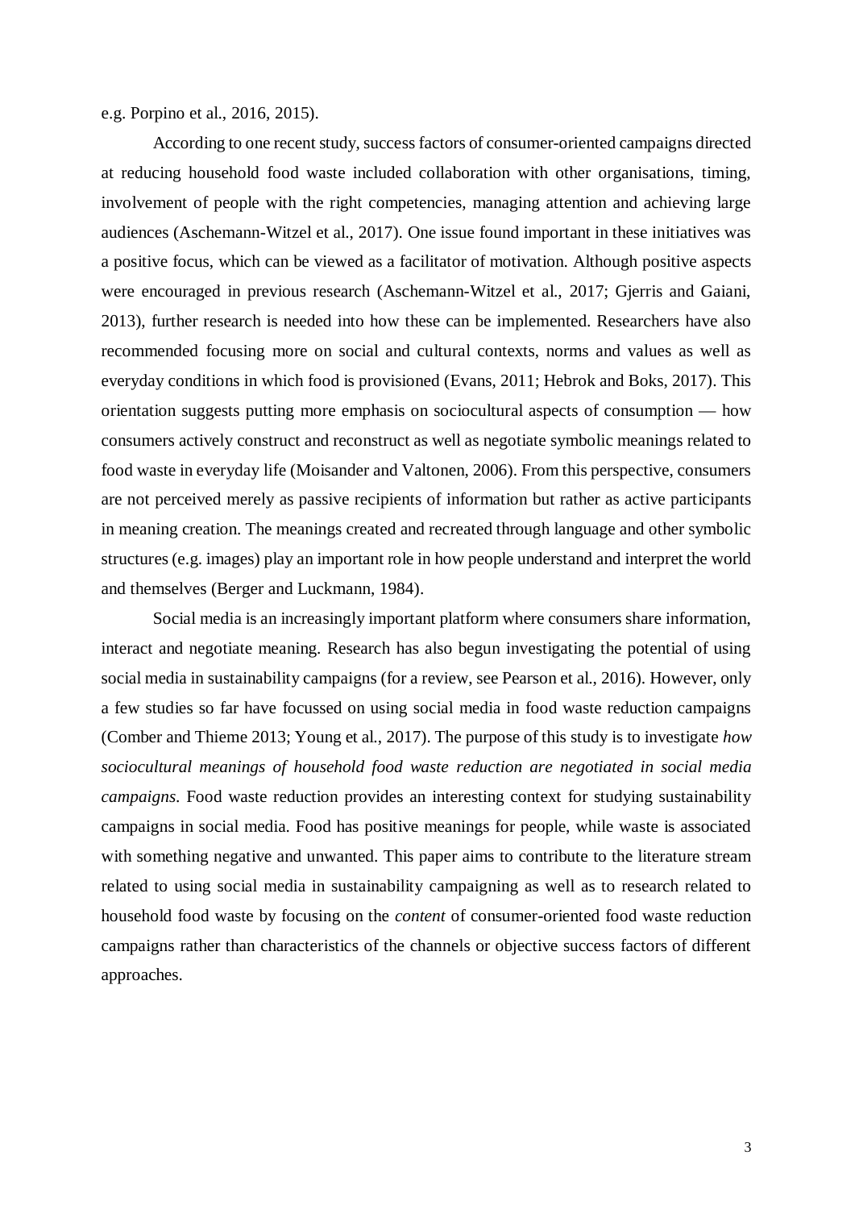e.g. Porpino et al., 2016, 2015).

According to one recent study, success factors of consumer-oriented campaigns directed at reducing household food waste included collaboration with other organisations, timing, involvement of people with the right competencies, managing attention and achieving large audiences (Aschemann-Witzel et al., 2017). One issue found important in these initiatives was a positive focus, which can be viewed as a facilitator of motivation. Although positive aspects were encouraged in previous research (Aschemann-Witzel et al., 2017; Gjerris and Gaiani, 2013), further research is needed into how these can be implemented. Researchers have also recommended focusing more on social and cultural contexts, norms and values as well as everyday conditions in which food is provisioned (Evans, 2011; Hebrok and Boks, 2017). This orientation suggests putting more emphasis on sociocultural aspects of consumption — how consumers actively construct and reconstruct as well as negotiate symbolic meanings related to food waste in everyday life (Moisander and Valtonen, 2006). From this perspective, consumers are not perceived merely as passive recipients of information but rather as active participants in meaning creation. The meanings created and recreated through language and other symbolic structures (e.g. images) play an important role in how people understand and interpret the world and themselves (Berger and Luckmann, 1984).

Social media is an increasingly important platform where consumers share information, interact and negotiate meaning. Research has also begun investigating the potential of using social media in sustainability campaigns (for a review, see Pearson et al., 2016). However, only a few studies so far have focussed on using social media in food waste reduction campaigns (Comber and Thieme 2013; Young et al., 2017). The purpose of this study is to investigate *how sociocultural meanings of household food waste reduction are negotiated in social media campaigns*. Food waste reduction provides an interesting context for studying sustainability campaigns in social media. Food has positive meanings for people, while waste is associated with something negative and unwanted. This paper aims to contribute to the literature stream related to using social media in sustainability campaigning as well as to research related to household food waste by focusing on the *content* of consumer-oriented food waste reduction campaigns rather than characteristics of the channels or objective success factors of different approaches.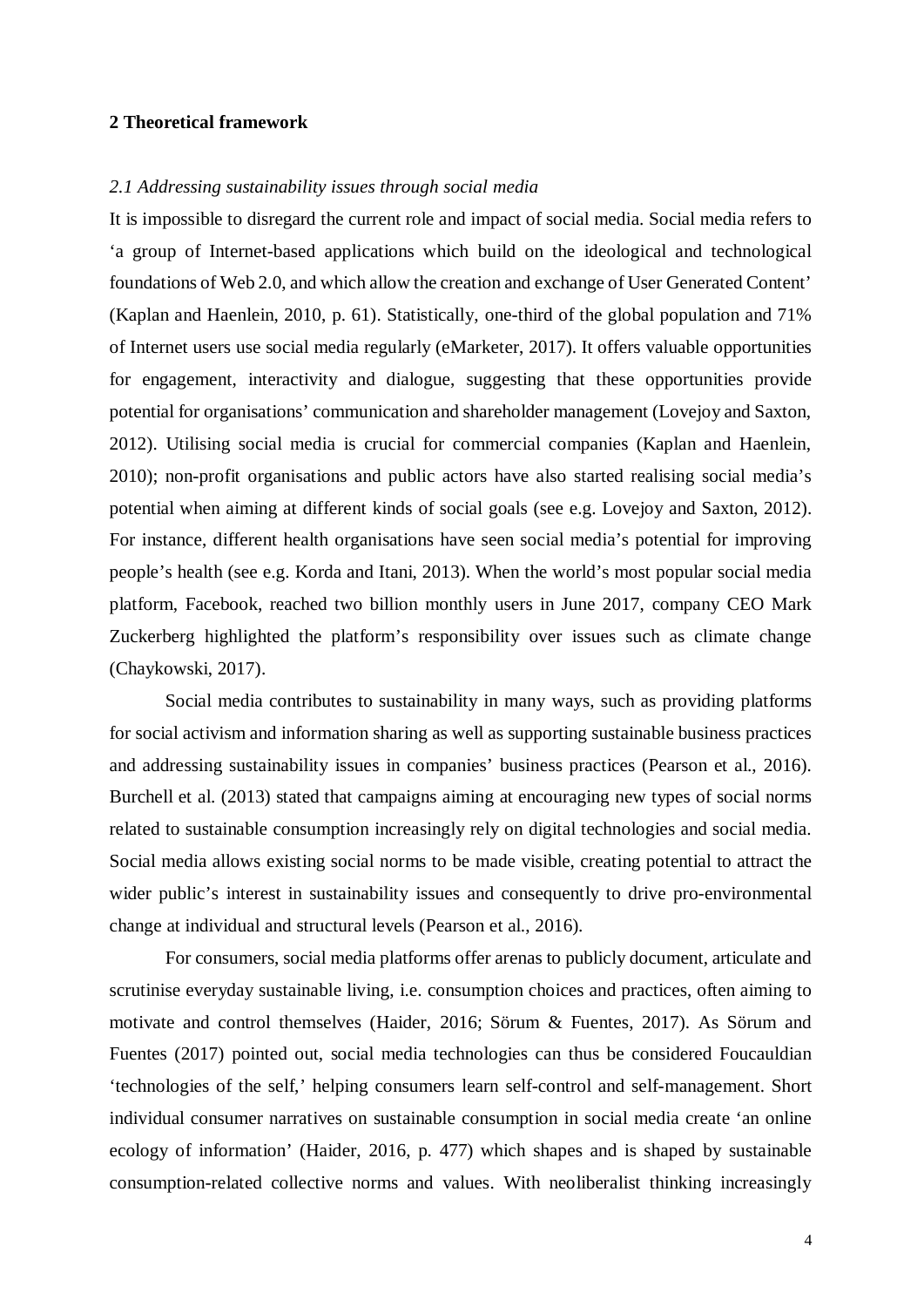## 2 Theoretical framework

### *2.1 Addressing sustainability issues through social media*

It is impossible to disregard the current role and impact of social media. Social media refers to 'a group of Internet-based applications which build on the ideological and technological foundations of Web 2.0, and which allow the creation and exchange of User Generated Content' (Kaplan and Haenlein, 2010, p. 61). Statistically, one-third of the global population and 71% of Internet users use social media regularly (eMarketer, 2017). It offers valuable opportunities for engagement, interactivity and dialogue, suggesting that these opportunities provide potential for organisations' communication and shareholder management (Lovejoy and Saxton, 2012). Utilising social media is crucial for commercial companies (Kaplan and Haenlein, 2010); non-profit organisations and public actors have also started realising social media's potential when aiming at different kinds of social goals (see e.g. Lovejoy and Saxton, 2012). For instance, different health organisations have seen social media's potential for improving people's health (see e.g. Korda and Itani, 2013). When the world's most popular social media platform, Facebook, reached two billion monthly users in June 2017, company CEO Mark Zuckerberg highlighted the platform's responsibility over issues such as climate change (Chaykowski, 2017).

Social media contributes to sustainability in many ways, such as providing platforms for social activism and information sharing as well as supporting sustainable business practices and addressing sustainability issues in companies' business practices (Pearson et al., 2016). Burchell et al. (2013) stated that campaigns aiming at encouraging new types of social norms related to sustainable consumption increasingly rely on digital technologies and social media. Social media allows existing social norms to be made visible, creating potential to attract the wider public's interest in sustainability issues and consequently to drive pro-environmental change at individual and structural levels (Pearson et al., 2016).

For consumers, social media platforms offer arenas to publicly document, articulate and scrutinise everyday sustainable living, i.e. consumption choices and practices, often aiming to motivate and control themselves (Haider, 2016; Sörum & Fuentes, 2017). As Sörum and Fuentes (2017) pointed out, social media technologies can thus be considered Foucauldian 'technologies of the self,' helping consumers learn self-control and self-management. Short individual consumer narratives on sustainable consumption in social media create 'an online ecology of information' (Haider, 2016, p. 477) which shapes and is shaped by sustainable consumption-related collective norms and values. With neoliberalist thinking increasingly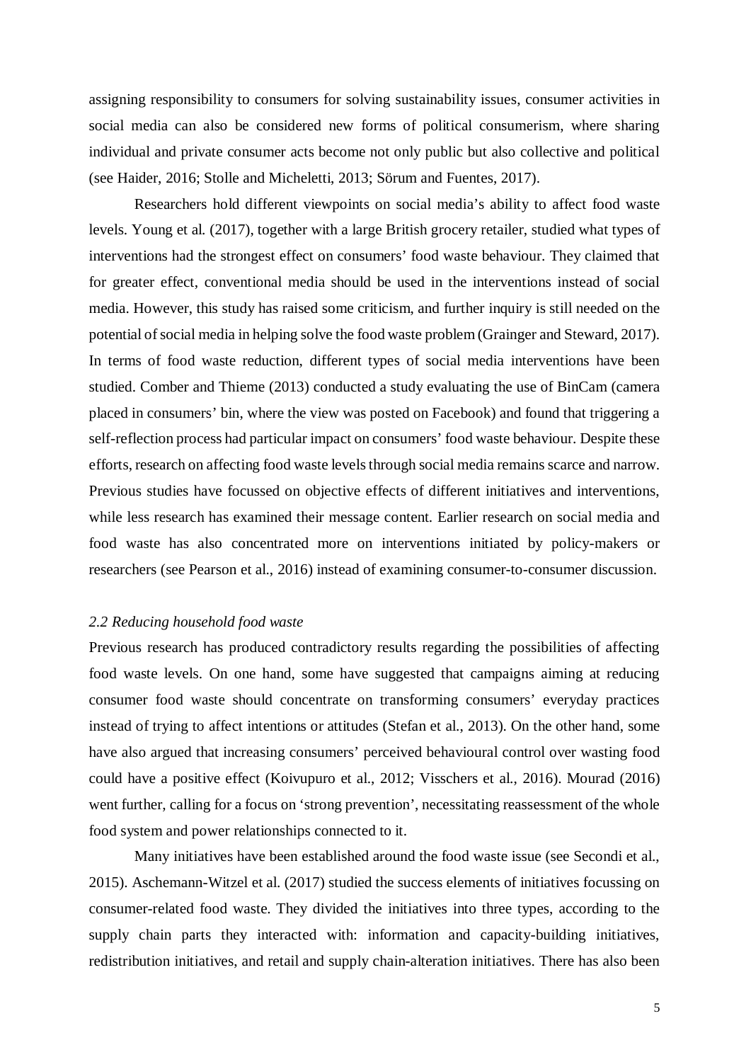assigning responsibility to consumers for solving sustainability issues, consumer activities in social media can also be considered new forms of political consumerism, where sharing individual and private consumer acts become not only public but also collective and political (see Haider, 2016; Stolle and Micheletti, 2013; Sörum and Fuentes, 2017).

Researchers hold different viewpoints on social media's ability to affect food waste levels. Young et al. (2017), together with a large British grocery retailer, studied what types of interventions had the strongest effect on consumers' food waste behaviour. They claimed that for greater effect, conventional media should be used in the interventions instead of social media. However, this study has raised some criticism, and further inquiry is still needed on the potential of social media in helping solve the food waste problem (Grainger and Steward, 2017). In terms of food waste reduction, different types of social media interventions have been studied. Comber and Thieme (2013) conducted a study evaluating the use of BinCam (camera placed in consumers' bin, where the view was posted on Facebook) and found that triggering a self-reflection process had particular impact on consumers' food waste behaviour. Despite these efforts, research on affecting food waste levels through social media remains scarce and narrow. Previous studies have focussed on objective effects of different initiatives and interventions, while less research has examined their message content. Earlier research on social media and food waste has also concentrated more on interventions initiated by policy-makers or researchers (see Pearson et al., 2016) instead of examining consumer-to-consumer discussion.

### *2.2 Reducing household food waste*

Previous research has produced contradictory results regarding the possibilities of affecting food waste levels. On one hand, some have suggested that campaigns aiming at reducing consumer food waste should concentrate on transforming consumers' everyday practices instead of trying to affect intentions or attitudes (Stefan et al., 2013). On the other hand, some have also argued that increasing consumers' perceived behavioural control over wasting food could have a positive effect (Koivupuro et al., 2012; Visschers et al., 2016). Mourad (2016) went further, calling for a focus on 'strong prevention', necessitating reassessment of the whole food system and power relationships connected to it.

Many initiatives have been established around the food waste issue (see Secondi et al., 2015). Aschemann-Witzel et al. (2017) studied the success elements of initiatives focussing on consumer-related food waste. They divided the initiatives into three types, according to the supply chain parts they interacted with: information and capacity-building initiatives, redistribution initiatives, and retail and supply chain-alteration initiatives. There has also been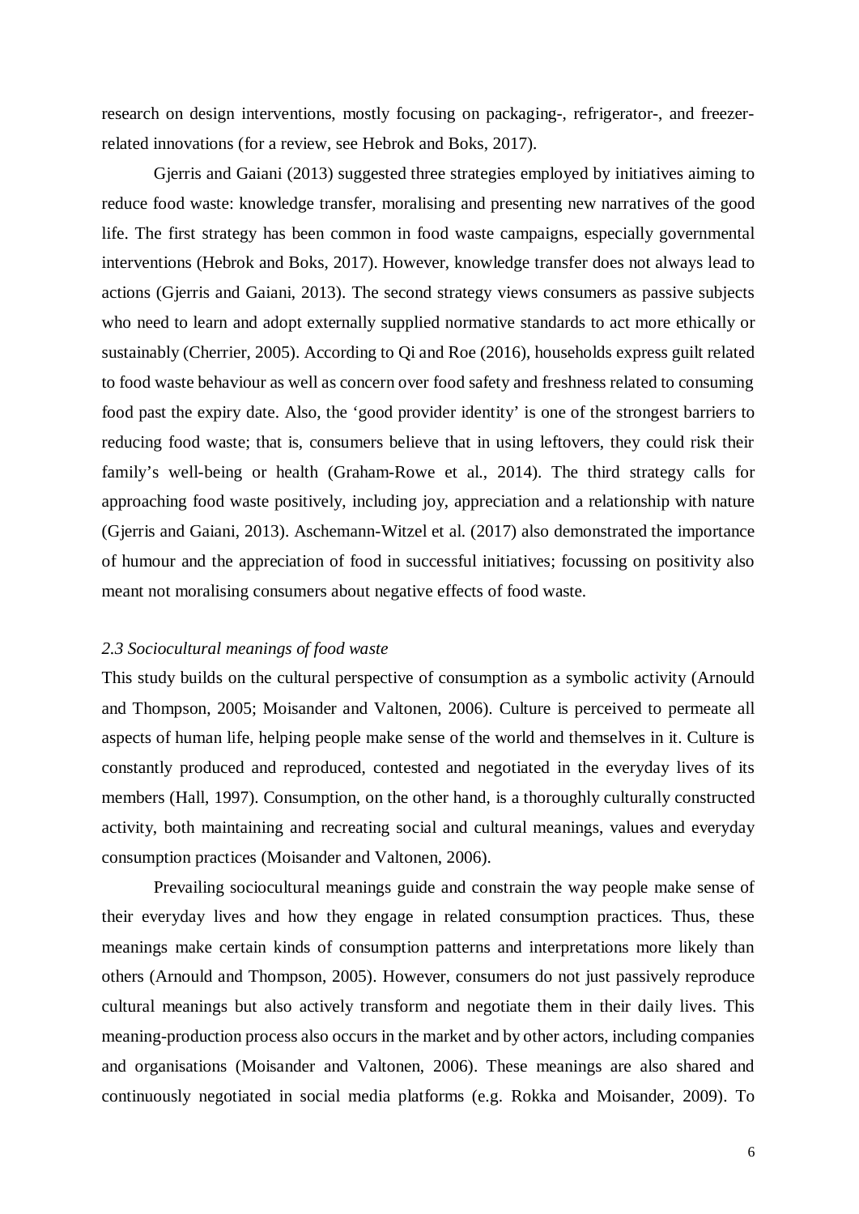research on design interventions, mostly focusing on packaging-, refrigerator-, and freezer-related innovations (for a review, see Hebrok and Boks, 2017).

Gjerris and Gaiani (2013) suggested three strategies employed by initiatives aiming to reduce food waste: knowledge transfer, moralising and presenting new narratives of the good life. The first strategy has been common in food waste campaigns, especially governmental interventions (Hebrok and Boks, 2017). However, knowledge transfer does not always lead to actions (Gjerris and Gaiani, 2013). The second strategy views consumers as passive subjects who need to learn and adopt externally supplied normative standards to act more ethically or sustainably (Cherrier, 2005). According to Qi and Roe (2016), households express guilt related to food waste behaviour as well as concern over food safety and freshness related to consuming food past the expiry date. Also, the 'good provider identity' is one of the strongest barriers to reducing food waste; that is, consumers believe that in using leftovers, they could risk their family's well-being or health (Graham-Rowe et al., 2014). The third strategy calls for approaching food waste positively, including joy, appreciation and a relationship with nature (Gjerris and Gaiani, 2013). Aschemann-Witzel et al. (2017) also demonstrated the importance of humour and the appreciation of food in successful initiatives; focussing on positivity also meant not moralising consumers about negative effects of food waste.

### *2.3 Sociocultural meanings of food waste*

This study builds on the cultural perspective of consumption as a symbolic activity (Arnould and Thompson, 2005; Moisander and Valtonen, 2006). Culture is perceived to permeate all aspects of human life, helping people make sense of the world and themselves in it. Culture is constantly produced and reproduced, contested and negotiated in the everyday lives of its members (Hall, 1997). Consumption, on the other hand, is a thoroughly culturally constructed activity, both maintaining and recreating social and cultural meanings, values and everyday consumption practices (Moisander and Valtonen, 2006).

Prevailing sociocultural meanings guide and constrain the way people make sense of their everyday lives and how they engage in related consumption practices. Thus, these meanings make certain kinds of consumption patterns and interpretations more likely than others (Arnould and Thompson, 2005). However, consumers do not just passively reproduce cultural meanings but also actively transform and negotiate them in their daily lives. This meaning-production process also occurs in the market and by other actors, including companies and organisations (Moisander and Valtonen, 2006). These meanings are also shared and continuously negotiated in social media platforms (e.g. Rokka and Moisander, 2009). To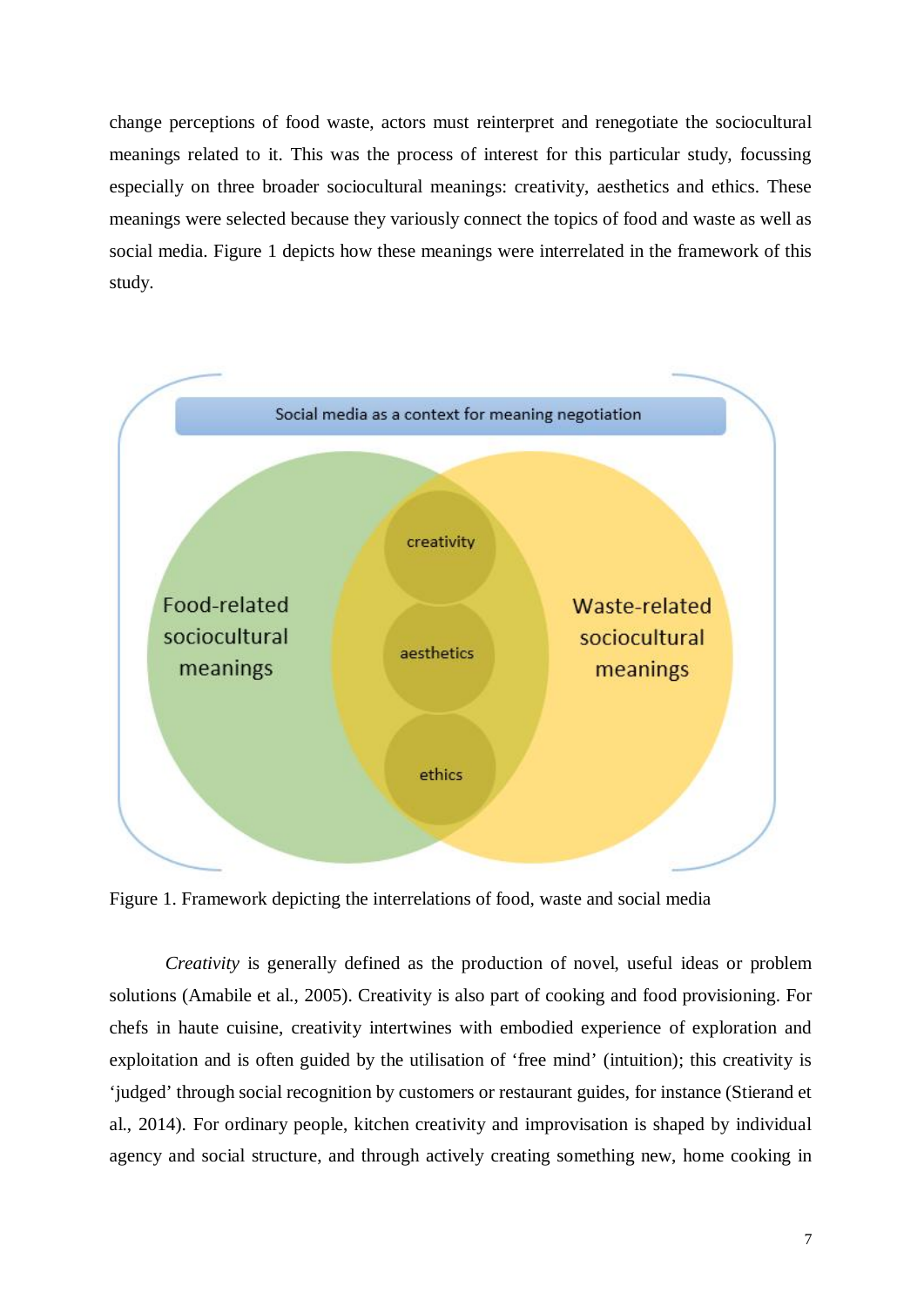change perceptions of food waste, actors must reinterpret and renegotiate the sociocultural meanings related to it. This was the process of interest for this particular study, focussing especially on three broader sociocultural meanings: creativity, aesthetics and ethics. These meanings were selected because they variously connect the topics of food and waste as well as social media. Figure 1 depicts how these meanings were interrelated in the framework of this study.

Figure 1. Framework depicting the interrelations of food, waste and social media

*Creativity* is generally defined as the production of novel, useful ideas or problem solutions (Amabile et al., 2005). Creativity is also part of cooking and food provisioning. For chefs in haute cuisine, creativity intertwines with embodied experience of exploration and exploitation and is often guided by the utilisation of 'free mind' (intuition); this creativity is 'judged' through social recognition by customers or restaurant guides, for instance (Stierand et al., 2014). For ordinary people, kitchen creativity and improvisation is shaped by individual agency and social structure, and through actively creating something new, home cooking in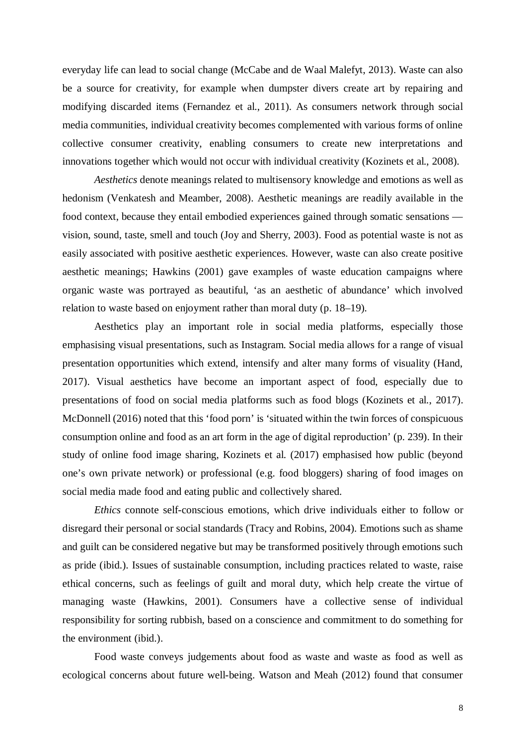everyday life can lead to social change (McCabe and de Waal Malefyt, 2013). Waste can also be a source for creativity, for example when dumpster divers create art by repairing and modifying discarded items (Fernandez et al., 2011). As consumers network through social media communities, individual creativity becomes complemented with various forms of online collective consumer creativity, enabling consumers to create new interpretations and innovations together which would not occur with individual creativity (Kozinets et al., 2008).

*Aesthetics* denote meanings related to multisensory knowledge and emotions as well as hedonism (Venkatesh and Meamber, 2008). Aesthetic meanings are readily available in the food context, because they entail embodied experiences gained through somatic sensations — vision, sound, taste, smell and touch (Joy and Sherry, 2003). Food as potential waste is not as easily associated with positive aesthetic experiences. However, waste can also create positive aesthetic meanings; Hawkins (2001) gave examples of waste education campaigns where organic waste was portrayed as beautiful, 'as an aesthetic of abundance' which involved relation to waste based on enjoyment rather than moral duty (p. 18–19).

Aesthetics play an important role in social media platforms, especially those emphasising visual presentations, such as Instagram. Social media allows for a range of visual presentation opportunities which extend, intensify and alter many forms of visuality (Hand, 2017). Visual aesthetics have become an important aspect of food, especially due to presentations of food on social media platforms such as food blogs (Kozinets et al., 2017). McDonnell (2016) noted that this 'food porn' is 'situated within the twin forces of conspicuous consumption online and food as an art form in the age of digital reproduction' (p. 239). In their study of online food image sharing, Kozinets et al. (2017) emphasised how public (beyond one's own private network) or professional (e.g. food bloggers) sharing of food images on social media made food and eating public and collectively shared.

*Ethics* connote self-conscious emotions, which drive individuals either to follow or disregard their personal or social standards (Tracy and Robins, 2004). Emotions such as shame and guilt can be considered negative but may be transformed positively through emotions such as pride (ibid.). Issues of sustainable consumption, including practices related to waste, raise ethical concerns, such as feelings of guilt and moral duty, which help create the virtue of managing waste (Hawkins, 2001). Consumers have a collective sense of individual responsibility for sorting rubbish, based on a conscience and commitment to do something for the environment (ibid.).

Food waste conveys judgements about food as waste and waste as food as well as ecological concerns about future well-being. Watson and Meah (2012) found that consumer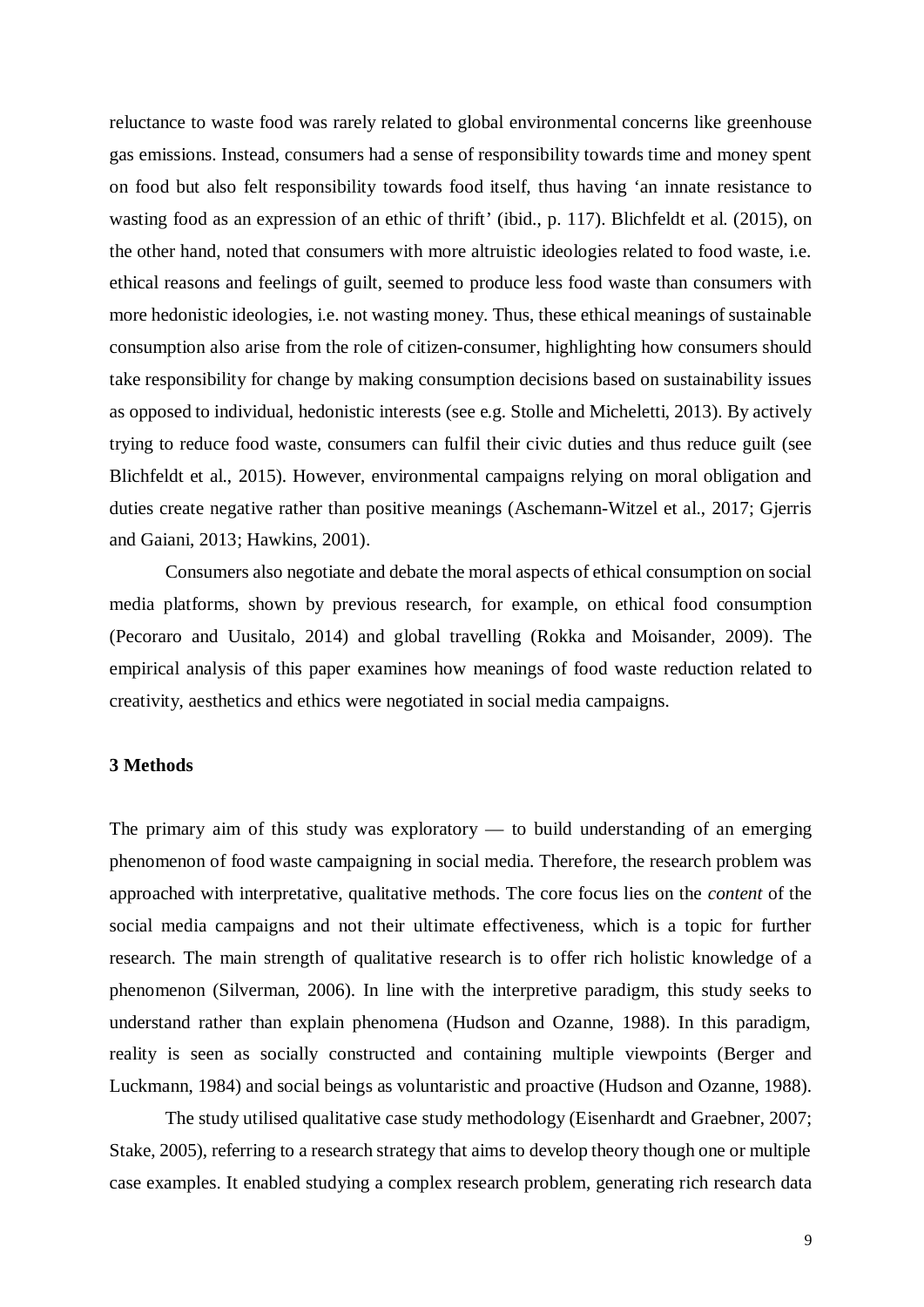reluctance to waste food was rarely related to global environmental concerns like greenhouse gas emissions. Instead, consumers had a sense of responsibility towards time and money spent on food but also felt responsibility towards food itself, thus having 'an innate resistance to wasting food as an expression of an ethic of thrift' (ibid., p. 117). Blichfeldt et al. (2015), on the other hand, noted that consumers with more altruistic ideologies related to food waste, i.e. ethical reasons and feelings of guilt, seemed to produce less food waste than consumers with more hedonistic ideologies, i.e. not wasting money. Thus, these ethical meanings of sustainable consumption also arise from the role of citizen-consumer, highlighting how consumers should take responsibility for change by making consumption decisions based on sustainability issues as opposed to individual, hedonistic interests (see e.g. Stolle and Micheletti, 2013). By actively trying to reduce food waste, consumers can fulfil their civic duties and thus reduce guilt (see Blichfeldt et al., 2015). However, environmental campaigns relying on moral obligation and duties create negative rather than positive meanings (Aschemann-Witzel et al., 2017; Gjerris and Gaiani, 2013; Hawkins, 2001).

Consumers also negotiate and debate the moral aspects of ethical consumption on social media platforms, shown by previous research, for example, on ethical food consumption (Pecoraro and Uusitalo, 2014) and global travelling (Rokka and Moisander, 2009). The empirical analysis of this paper examines how meanings of food waste reduction related to creativity, aesthetics and ethics were negotiated in social media campaigns.

## 3 Methods

The primary aim of this study was exploratory — to build understanding of an emerging phenomenon of food waste campaigning in social media. Therefore, the research problem was approached with interpretative, qualitative methods. The core focus lies on the *content* of the social media campaigns and not their ultimate effectiveness, which is a topic for further research. The main strength of qualitative research is to offer rich holistic knowledge of a phenomenon (Silverman, 2006). In line with the interpretive paradigm, this study seeks to understand rather than explain phenomena (Hudson and Ozanne, 1988). In this paradigm, reality is seen as socially constructed and containing multiple viewpoints (Berger and Luckmann, 1984) and social beings as voluntaristic and proactive (Hudson and Ozanne, 1988).

The study utilised qualitative case study methodology (Eisenhardt and Graebner, 2007; Stake, 2005), referring to a research strategy that aims to develop theory though one or multiple case examples. It enabled studying a complex research problem, generating rich research data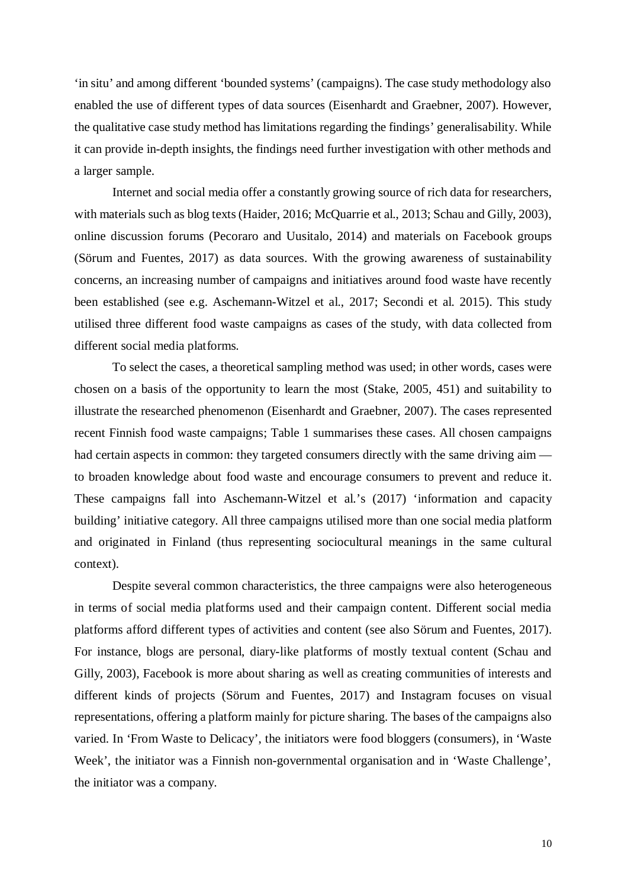'in situ' and among different 'bounded systems' (campaigns). The case study methodology also enabled the use of different types of data sources (Eisenhardt and Graebner, 2007). However, the qualitative case study method has limitations regarding the findings' generalisability. While it can provide in-depth insights, the findings need further investigation with other methods and a larger sample.

Internet and social media offer a constantly growing source of rich data for researchers, with materials such as blog texts (Haider, 2016; McQuarrie et al., 2013; Schau and Gilly, 2003), online discussion forums (Pecoraro and Uusitalo, 2014) and materials on Facebook groups (Sörum and Fuentes, 2017) as data sources. With the growing awareness of sustainability concerns, an increasing number of campaigns and initiatives around food waste have recently been established (see e.g. Aschemann-Witzel et al., 2017; Secondi et al. 2015). This study utilised three different food waste campaigns as cases of the study, with data collected from different social media platforms.

To select the cases, a theoretical sampling method was used; in other words, cases were chosen on a basis of the opportunity to learn the most (Stake, 2005, 451) and suitability to illustrate the researched phenomenon (Eisenhardt and Graebner, 2007). The cases represented recent Finnish food waste campaigns; Table 1 summarises these cases. All chosen campaigns had certain aspects in common: they targeted consumers directly with the same driving aim — to broaden knowledge about food waste and encourage consumers to prevent and reduce it. These campaigns fall into Aschemann-Witzel et al.'s (2017) 'information and capacity building' initiative category. All three campaigns utilised more than one social media platform and originated in Finland (thus representing sociocultural meanings in the same cultural context).

Despite several common characteristics, the three campaigns were also heterogeneous in terms of social media platforms used and their campaign content. Different social media platforms afford different types of activities and content (see also Sörum and Fuentes, 2017). For instance, blogs are personal, diary-like platforms of mostly textual content (Schau and Gilly, 2003), Facebook is more about sharing as well as creating communities of interests and different kinds of projects (Sörum and Fuentes, 2017) and Instagram focuses on visual representations, offering a platform mainly for picture sharing. The bases of the campaigns also varied. In 'From Waste to Delicacy', the initiators were food bloggers (consumers), in 'Waste Week', the initiator was a Finnish non-governmental organisation and in 'Waste Challenge', the initiator was a company.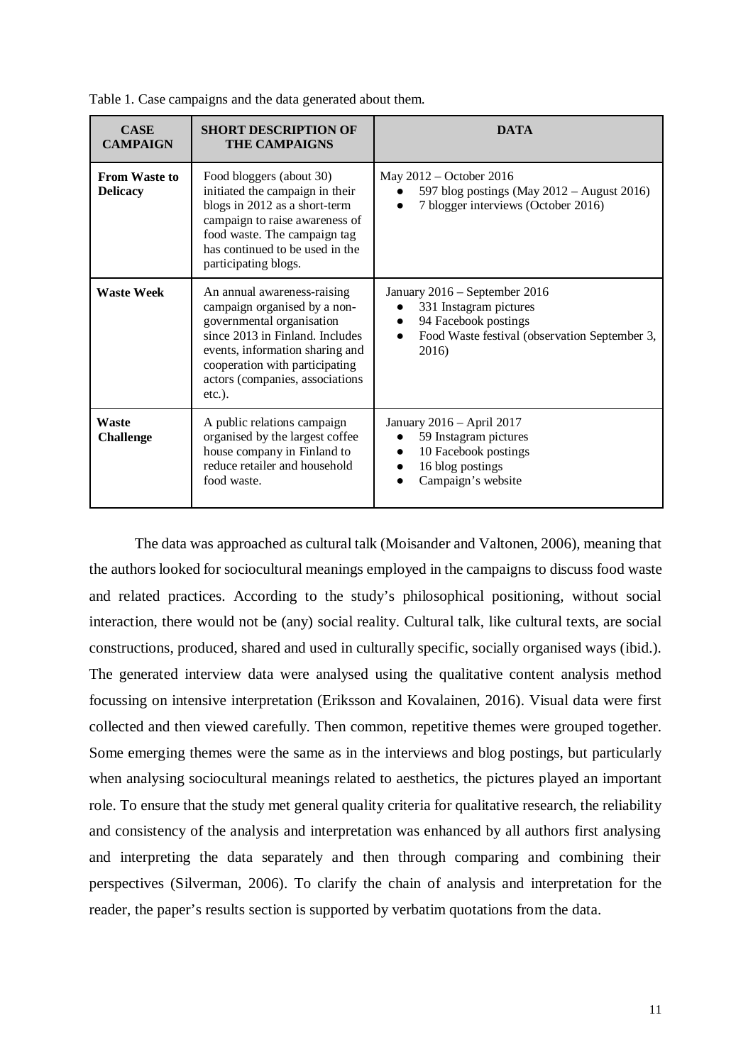Table 1. Case campaigns and the data generated about them.

| CASE CAMPAIGN | SHORT DESCRIPTION OF THE CAMPAIGNS | DATA |
|---|---|---|
| **From Waste to Delicacy** | Food bloggers (about 30) initiated the campaign in their blogs in 2012 as a short-term campaign to raise awareness of food waste. The campaign tag has continued to be used in the participating blogs. | May 2012 – October 2016<br>• 597 blog postings (May 2012 – August 2016)<br>• 7 blogger interviews (October 2016) |
| **Waste Week** | An annual awareness-raising campaign organised by a non-governmental organisation since 2013 in Finland. Includes events, information sharing and cooperation with participating actors (companies, associations etc.). | January 2016 – September 2016<br>• 331 Instagram pictures<br>• 94 Facebook postings<br>• Food Waste festival (observation September 3, 2016) |
| **Waste Challenge** | A public relations campaign organised by the largest coffee house company in Finland to reduce retailer and household food waste. | January 2016 – April 2017<br>• 59 Instagram pictures<br>• 10 Facebook postings<br>• 16 blog postings<br>• Campaign's website |

The data was approached as cultural talk (Moisander and Valtonen, 2006), meaning that the authors looked for sociocultural meanings employed in the campaigns to discuss food waste and related practices. According to the study's philosophical positioning, without social interaction, there would not be (any) social reality. Cultural talk, like cultural texts, are social constructions, produced, shared and used in culturally specific, socially organised ways (ibid.). The generated interview data were analysed using the qualitative content analysis method focussing on intensive interpretation (Eriksson and Kovalainen, 2016). Visual data were first collected and then viewed carefully. Then common, repetitive themes were grouped together. Some emerging themes were the same as in the interviews and blog postings, but particularly when analysing sociocultural meanings related to aesthetics, the pictures played an important role. To ensure that the study met general quality criteria for qualitative research, the reliability and consistency of the analysis and interpretation was enhanced by all authors first analysing and interpreting the data separately and then through comparing and combining their perspectives (Silverman, 2006). To clarify the chain of analysis and interpretation for the reader, the paper's results section is supported by verbatim quotations from the data.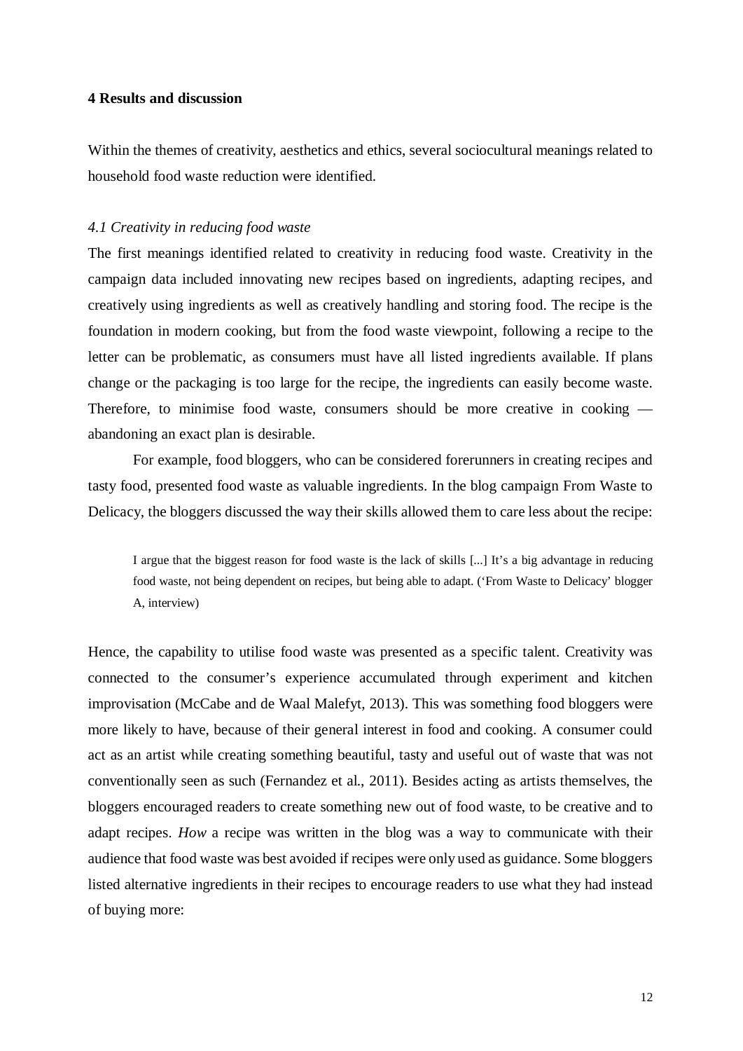## 4 Results and discussion

Within the themes of creativity, aesthetics and ethics, several sociocultural meanings related to household food waste reduction were identified.

### *4.1 Creativity in reducing food waste*

The first meanings identified related to creativity in reducing food waste. Creativity in the campaign data included innovating new recipes based on ingredients, adapting recipes, and creatively using ingredients as well as creatively handling and storing food. The recipe is the foundation in modern cooking, but from the food waste viewpoint, following a recipe to the letter can be problematic, as consumers must have all listed ingredients available. If plans change or the packaging is too large for the recipe, the ingredients can easily become waste. Therefore, to minimise food waste, consumers should be more creative in cooking — abandoning an exact plan is desirable.

For example, food bloggers, who can be considered forerunners in creating recipes and tasty food, presented food waste as valuable ingredients. In the blog campaign From Waste to Delicacy, the bloggers discussed the way their skills allowed them to care less about the recipe:

> I argue that the biggest reason for food waste is the lack of skills [...] It's a big advantage in reducing food waste, not being dependent on recipes, but being able to adapt. ('From Waste to Delicacy' blogger A, interview)

Hence, the capability to utilise food waste was presented as a specific talent. Creativity was connected to the consumer's experience accumulated through experiment and kitchen improvisation (McCabe and de Waal Malefyt, 2013). This was something food bloggers were more likely to have, because of their general interest in food and cooking. A consumer could act as an artist while creating something beautiful, tasty and useful out of waste that was not conventionally seen as such (Fernandez et al., 2011). Besides acting as artists themselves, the bloggers encouraged readers to create something new out of food waste, to be creative and to adapt recipes. *How* a recipe was written in the blog was a way to communicate with their audience that food waste was best avoided if recipes were only used as guidance. Some bloggers listed alternative ingredients in their recipes to encourage readers to use what they had instead of buying more: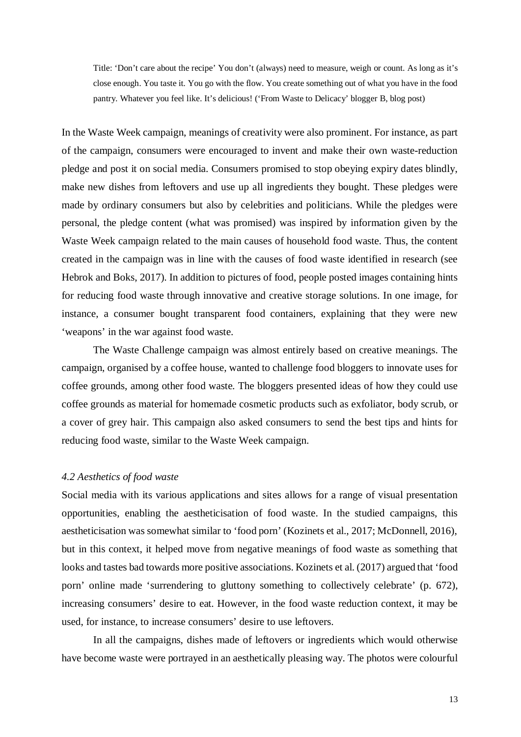> Title: 'Don't care about the recipe' You don't (always) need to measure, weigh or count. As long as it's close enough. You taste it. You go with the flow. You create something out of what you have in the food pantry. Whatever you feel like. It's delicious! ('From Waste to Delicacy' blogger B, blog post)

In the Waste Week campaign, meanings of creativity were also prominent. For instance, as part of the campaign, consumers were encouraged to invent and make their own waste-reduction pledge and post it on social media. Consumers promised to stop obeying expiry dates blindly, make new dishes from leftovers and use up all ingredients they bought. These pledges were made by ordinary consumers but also by celebrities and politicians. While the pledges were personal, the pledge content (what was promised) was inspired by information given by the Waste Week campaign related to the main causes of household food waste. Thus, the content created in the campaign was in line with the causes of food waste identified in research (see Hebrok and Boks, 2017). In addition to pictures of food, people posted images containing hints for reducing food waste through innovative and creative storage solutions. In one image, for instance, a consumer bought transparent food containers, explaining that they were new 'weapons' in the war against food waste.

The Waste Challenge campaign was almost entirely based on creative meanings. The campaign, organised by a coffee house, wanted to challenge food bloggers to innovate uses for coffee grounds, among other food waste. The bloggers presented ideas of how they could use coffee grounds as material for homemade cosmetic products such as exfoliator, body scrub, or a cover of grey hair. This campaign also asked consumers to send the best tips and hints for reducing food waste, similar to the Waste Week campaign.

### *4.2 Aesthetics of food waste*

Social media with its various applications and sites allows for a range of visual presentation opportunities, enabling the aestheticisation of food waste. In the studied campaigns, this aestheticisation was somewhat similar to 'food porn' (Kozinets et al., 2017; McDonnell, 2016), but in this context, it helped move from negative meanings of food waste as something that looks and tastes bad towards more positive associations. Kozinets et al. (2017) argued that 'food porn' online made 'surrendering to gluttony something to collectively celebrate' (p. 672), increasing consumers' desire to eat. However, in the food waste reduction context, it may be used, for instance, to increase consumers' desire to use leftovers.

In all the campaigns, dishes made of leftovers or ingredients which would otherwise have become waste were portrayed in an aesthetically pleasing way. The photos were colourful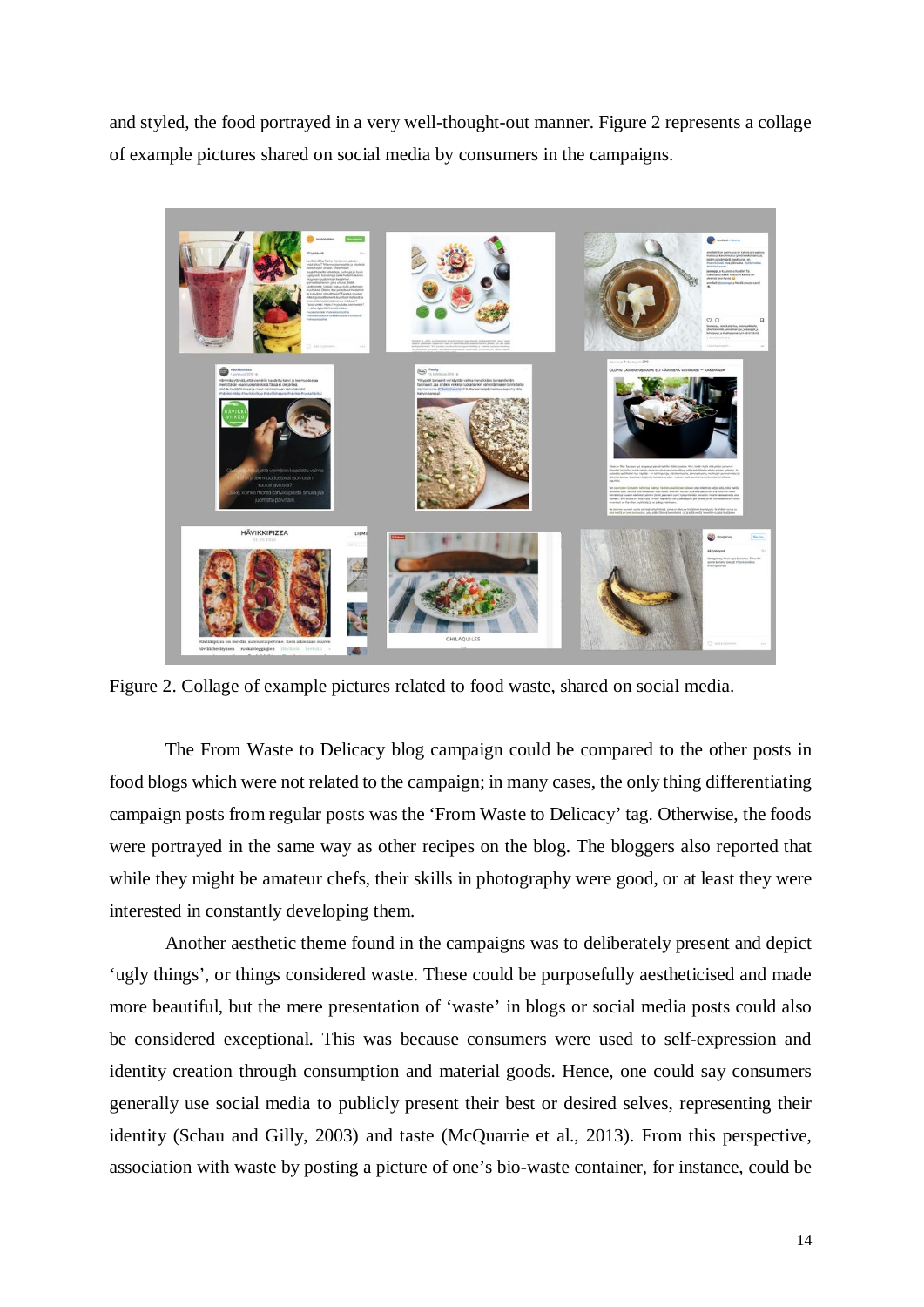and styled, the food portrayed in a very well-thought-out manner. Figure 2 represents a collage of example pictures shared on social media by consumers in the campaigns.

Figure 2. Collage of example pictures related to food waste, shared on social media.

The From Waste to Delicacy blog campaign could be compared to the other posts in food blogs which were not related to the campaign; in many cases, the only thing differentiating campaign posts from regular posts was the 'From Waste to Delicacy' tag. Otherwise, the foods were portrayed in the same way as other recipes on the blog. The bloggers also reported that while they might be amateur chefs, their skills in photography were good, or at least they were interested in constantly developing them.

Another aesthetic theme found in the campaigns was to deliberately present and depict 'ugly things', or things considered waste. These could be purposefully aestheticised and made more beautiful, but the mere presentation of 'waste' in blogs or social media posts could also be considered exceptional. This was because consumers were used to self-expression and identity creation through consumption and material goods. Hence, one could say consumers generally use social media to publicly present their best or desired selves, representing their identity (Schau and Gilly, 2003) and taste (McQuarrie et al., 2013). From this perspective, association with waste by posting a picture of one's bio-waste container, for instance, could be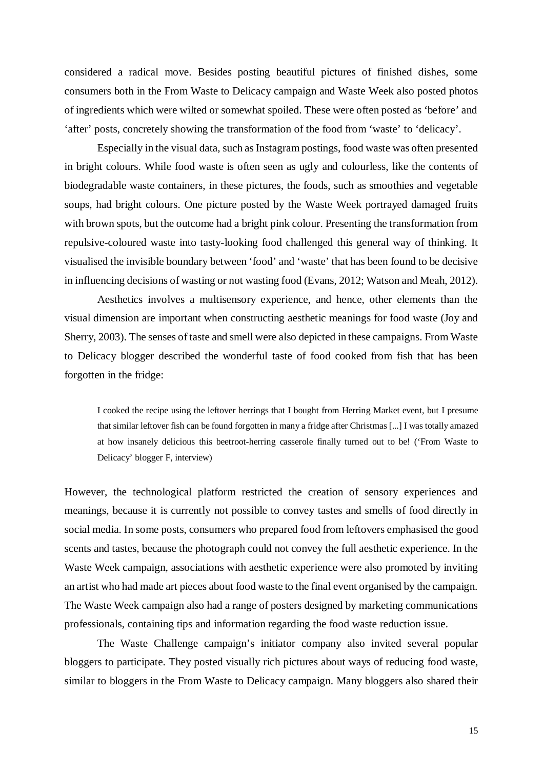considered a radical move. Besides posting beautiful pictures of finished dishes, some consumers both in the From Waste to Delicacy campaign and Waste Week also posted photos of ingredients which were wilted or somewhat spoiled. These were often posted as 'before' and 'after' posts, concretely showing the transformation of the food from 'waste' to 'delicacy'.

Especially in the visual data, such as Instagram postings, food waste was often presented in bright colours. While food waste is often seen as ugly and colourless, like the contents of biodegradable waste containers, in these pictures, the foods, such as smoothies and vegetable soups, had bright colours. One picture posted by the Waste Week portrayed damaged fruits with brown spots, but the outcome had a bright pink colour. Presenting the transformation from repulsive-coloured waste into tasty-looking food challenged this general way of thinking. It visualised the invisible boundary between 'food' and 'waste' that has been found to be decisive in influencing decisions of wasting or not wasting food (Evans, 2012; Watson and Meah, 2012).

Aesthetics involves a multisensory experience, and hence, other elements than the visual dimension are important when constructing aesthetic meanings for food waste (Joy and Sherry, 2003). The senses of taste and smell were also depicted in these campaigns. From Waste to Delicacy blogger described the wonderful taste of food cooked from fish that has been forgotten in the fridge:

> I cooked the recipe using the leftover herrings that I bought from Herring Market event, but I presume that similar leftover fish can be found forgotten in many a fridge after Christmas [...] I was totally amazed at how insanely delicious this beetroot-herring casserole finally turned out to be! ('From Waste to Delicacy' blogger F, interview)

However, the technological platform restricted the creation of sensory experiences and meanings, because it is currently not possible to convey tastes and smells of food directly in social media. In some posts, consumers who prepared food from leftovers emphasised the good scents and tastes, because the photograph could not convey the full aesthetic experience. In the Waste Week campaign, associations with aesthetic experience were also promoted by inviting an artist who had made art pieces about food waste to the final event organised by the campaign. The Waste Week campaign also had a range of posters designed by marketing communications professionals, containing tips and information regarding the food waste reduction issue.

The Waste Challenge campaign's initiator company also invited several popular bloggers to participate. They posted visually rich pictures about ways of reducing food waste, similar to bloggers in the From Waste to Delicacy campaign. Many bloggers also shared their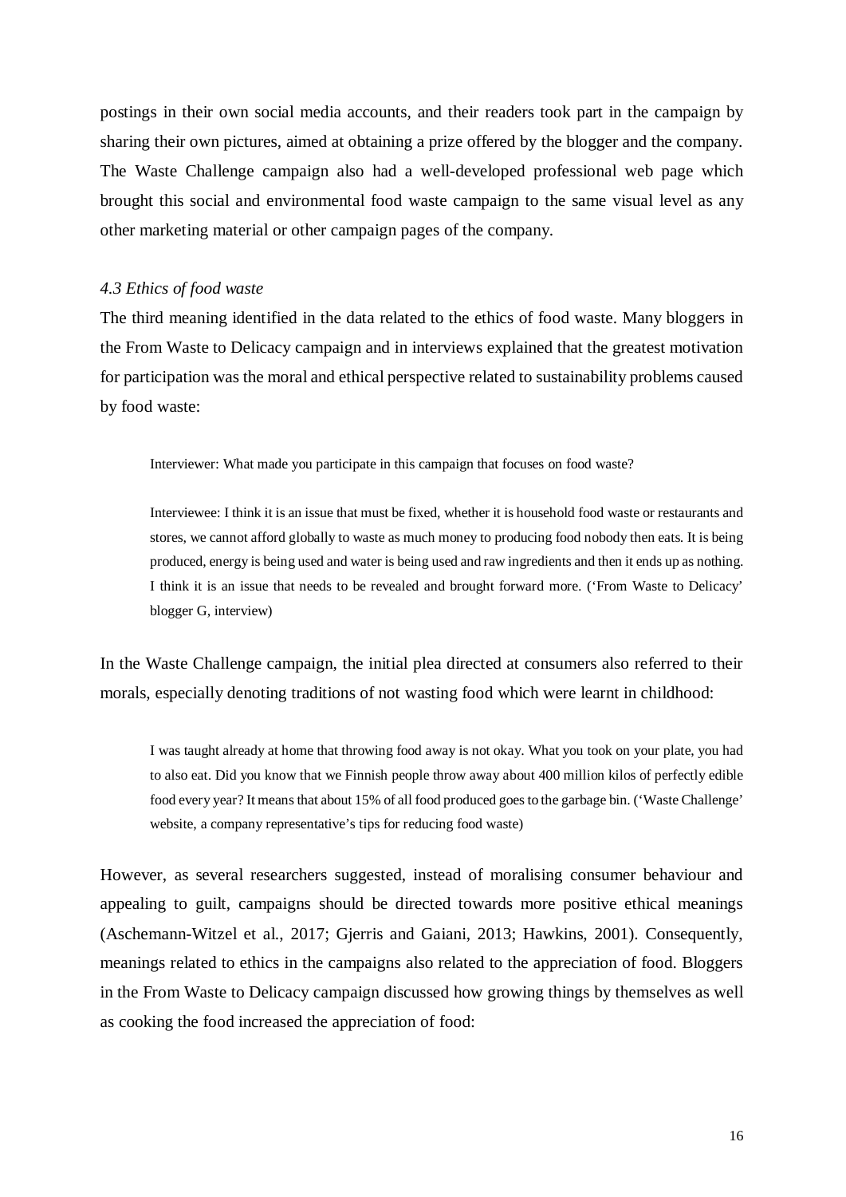postings in their own social media accounts, and their readers took part in the campaign by sharing their own pictures, aimed at obtaining a prize offered by the blogger and the company. The Waste Challenge campaign also had a well-developed professional web page which brought this social and environmental food waste campaign to the same visual level as any other marketing material or other campaign pages of the company.

### *4.3 Ethics of food waste*

The third meaning identified in the data related to the ethics of food waste. Many bloggers in the From Waste to Delicacy campaign and in interviews explained that the greatest motivation for participation was the moral and ethical perspective related to sustainability problems caused by food waste:

> Interviewer: What made you participate in this campaign that focuses on food waste?
>
> Interviewee: I think it is an issue that must be fixed, whether it is household food waste or restaurants and stores, we cannot afford globally to waste as much money to producing food nobody then eats. It is being produced, energy is being used and water is being used and raw ingredients and then it ends up as nothing. I think it is an issue that needs to be revealed and brought forward more. ('From Waste to Delicacy' blogger G, interview)

In the Waste Challenge campaign, the initial plea directed at consumers also referred to their morals, especially denoting traditions of not wasting food which were learnt in childhood:

> I was taught already at home that throwing food away is not okay. What you took on your plate, you had to also eat. Did you know that we Finnish people throw away about 400 million kilos of perfectly edible food every year? It means that about 15% of all food produced goes to the garbage bin. ('Waste Challenge' website, a company representative's tips for reducing food waste)

However, as several researchers suggested, instead of moralising consumer behaviour and appealing to guilt, campaigns should be directed towards more positive ethical meanings (Aschemann-Witzel et al., 2017; Gjerris and Gaiani, 2013; Hawkins, 2001). Consequently, meanings related to ethics in the campaigns also related to the appreciation of food. Bloggers in the From Waste to Delicacy campaign discussed how growing things by themselves as well as cooking the food increased the appreciation of food: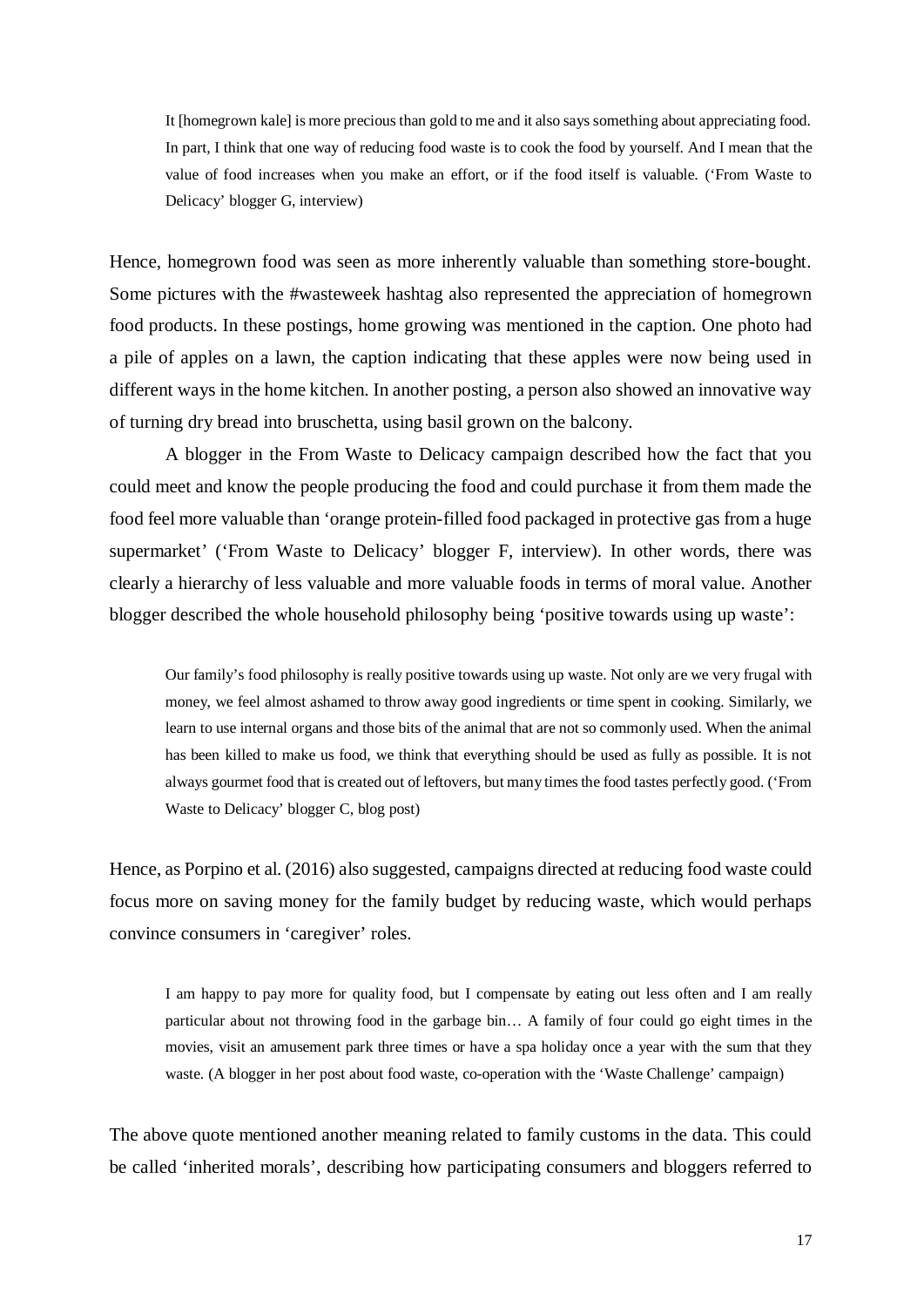> It [homegrown kale] is more precious than gold to me and it also says something about appreciating food. In part, I think that one way of reducing food waste is to cook the food by yourself. And I mean that the value of food increases when you make an effort, or if the food itself is valuable. ('From Waste to Delicacy' blogger G, interview)

Hence, homegrown food was seen as more inherently valuable than something store-bought. Some pictures with the #wasteweek hashtag also represented the appreciation of homegrown food products. In these postings, home growing was mentioned in the caption. One photo had a pile of apples on a lawn, the caption indicating that these apples were now being used in different ways in the home kitchen. In another posting, a person also showed an innovative way of turning dry bread into bruschetta, using basil grown on the balcony.

A blogger in the From Waste to Delicacy campaign described how the fact that you could meet and know the people producing the food and could purchase it from them made the food feel more valuable than 'orange protein-filled food packaged in protective gas from a huge supermarket' ('From Waste to Delicacy' blogger F, interview). In other words, there was clearly a hierarchy of less valuable and more valuable foods in terms of moral value. Another blogger described the whole household philosophy being 'positive towards using up waste':

> Our family's food philosophy is really positive towards using up waste. Not only are we very frugal with money, we feel almost ashamed to throw away good ingredients or time spent in cooking. Similarly, we learn to use internal organs and those bits of the animal that are not so commonly used. When the animal has been killed to make us food, we think that everything should be used as fully as possible. It is not always gourmet food that is created out of leftovers, but many times the food tastes perfectly good. ('From Waste to Delicacy' blogger C, blog post)

Hence, as Porpino et al. (2016) also suggested, campaigns directed at reducing food waste could focus more on saving money for the family budget by reducing waste, which would perhaps convince consumers in 'caregiver' roles.

> I am happy to pay more for quality food, but I compensate by eating out less often and I am really particular about not throwing food in the garbage bin… A family of four could go eight times in the movies, visit an amusement park three times or have a spa holiday once a year with the sum that they waste. (A blogger in her post about food waste, co-operation with the 'Waste Challenge' campaign)

The above quote mentioned another meaning related to family customs in the data. This could be called 'inherited morals', describing how participating consumers and bloggers referred to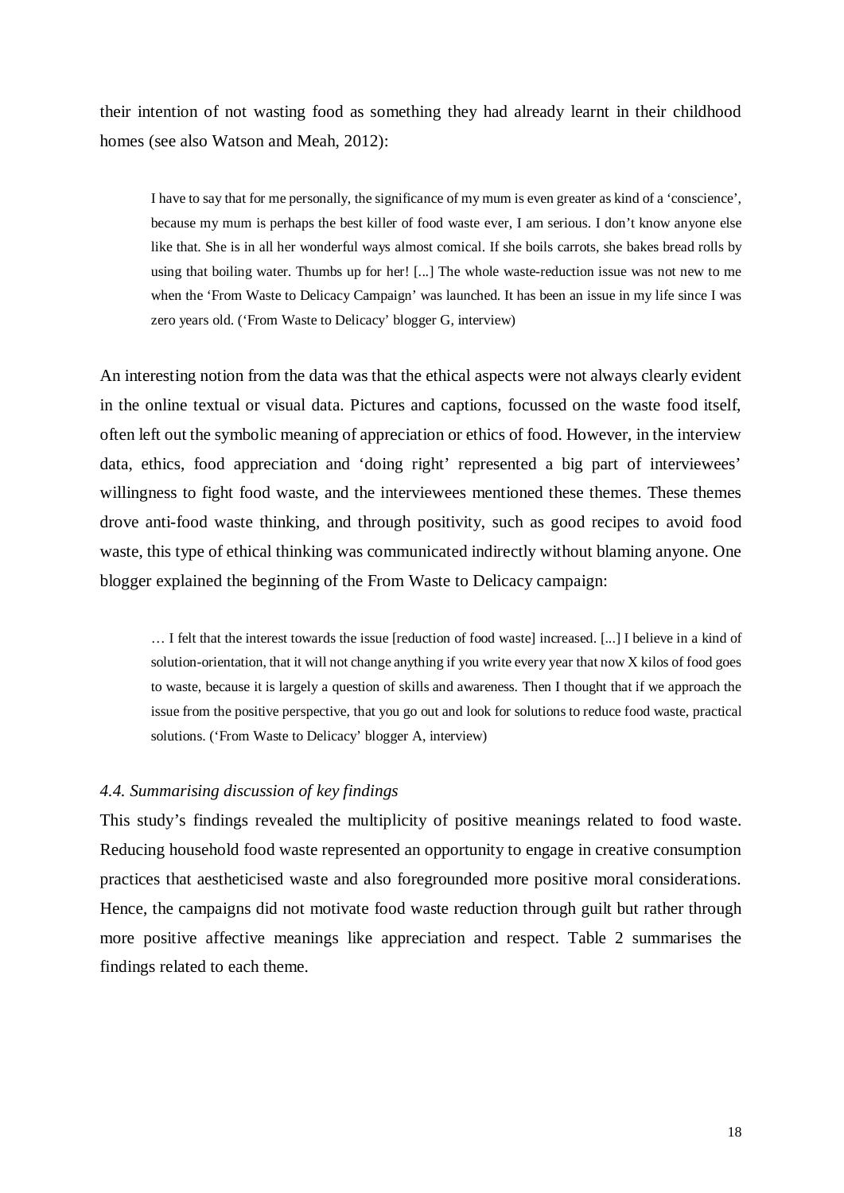their intention of not wasting food as something they had already learnt in their childhood homes (see also Watson and Meah, 2012):

> I have to say that for me personally, the significance of my mum is even greater as kind of a 'conscience', because my mum is perhaps the best killer of food waste ever, I am serious. I don't know anyone else like that. She is in all her wonderful ways almost comical. If she boils carrots, she bakes bread rolls by using that boiling water. Thumbs up for her! [...] The whole waste-reduction issue was not new to me when the 'From Waste to Delicacy Campaign' was launched. It has been an issue in my life since I was zero years old. ('From Waste to Delicacy' blogger G, interview)

An interesting notion from the data was that the ethical aspects were not always clearly evident in the online textual or visual data. Pictures and captions, focussed on the waste food itself, often left out the symbolic meaning of appreciation or ethics of food. However, in the interview data, ethics, food appreciation and 'doing right' represented a big part of interviewees' willingness to fight food waste, and the interviewees mentioned these themes. These themes drove anti-food waste thinking, and through positivity, such as good recipes to avoid food waste, this type of ethical thinking was communicated indirectly without blaming anyone. One blogger explained the beginning of the From Waste to Delicacy campaign:

> … I felt that the interest towards the issue [reduction of food waste] increased. [...] I believe in a kind of solution-orientation, that it will not change anything if you write every year that now X kilos of food goes to waste, because it is largely a question of skills and awareness. Then I thought that if we approach the issue from the positive perspective, that you go out and look for solutions to reduce food waste, practical solutions. ('From Waste to Delicacy' blogger A, interview)

### *4.4. Summarising discussion of key findings*

This study's findings revealed the multiplicity of positive meanings related to food waste. Reducing household food waste represented an opportunity to engage in creative consumption practices that aestheticised waste and also foregrounded more positive moral considerations. Hence, the campaigns did not motivate food waste reduction through guilt but rather through more positive affective meanings like appreciation and respect. Table 2 summarises the findings related to each theme.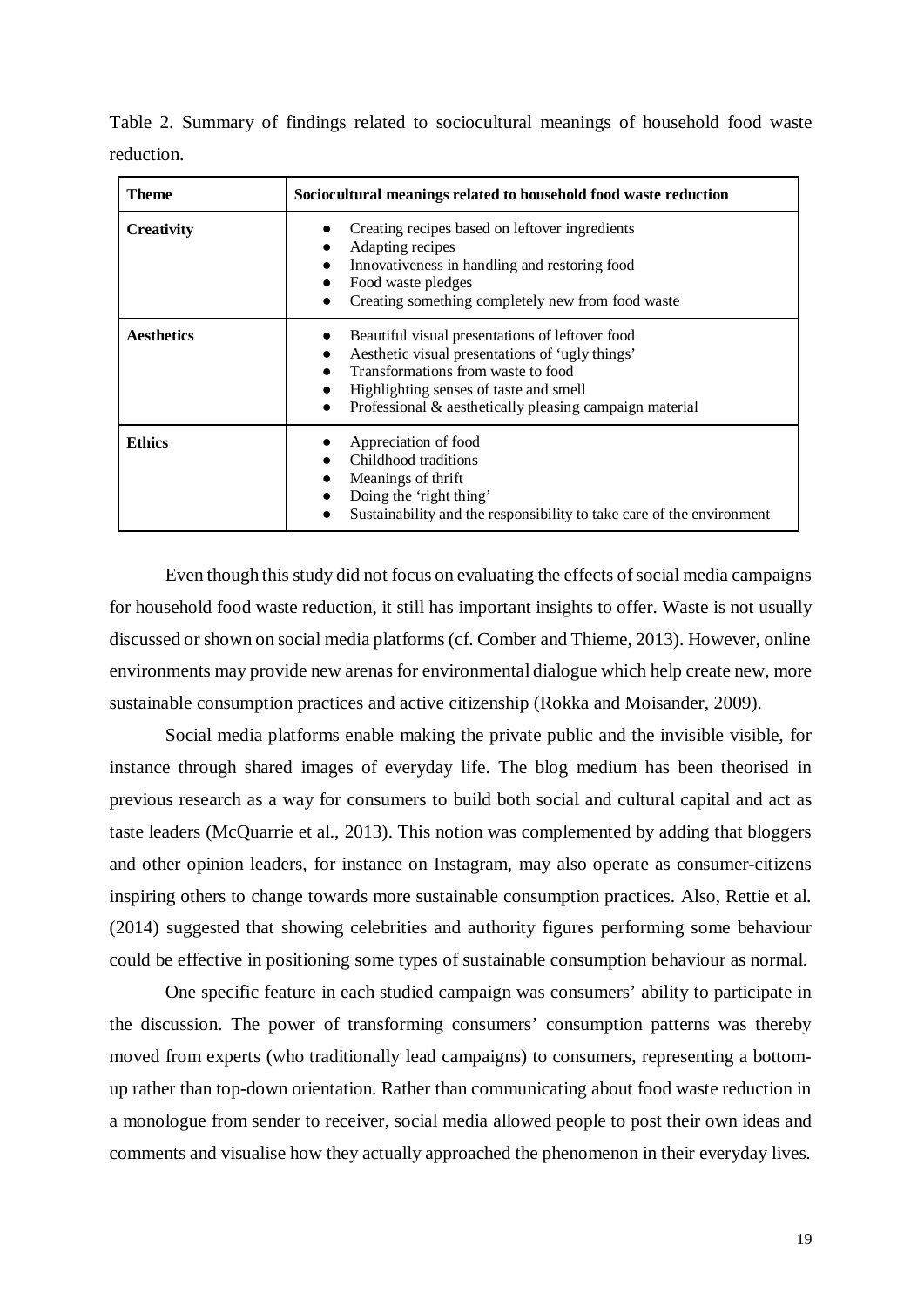Table 2. Summary of findings related to sociocultural meanings of household food waste reduction.

| Theme | Sociocultural meanings related to household food waste reduction |
|---|---|
| **Creativity** | • Creating recipes based on leftover ingredients<br>• Adapting recipes<br>• Innovativeness in handling and restoring food<br>• Food waste pledges<br>• Creating something completely new from food waste |
| **Aesthetics** | • Beautiful visual presentations of leftover food<br>• Aesthetic visual presentations of 'ugly things'<br>• Transformations from waste to food<br>• Highlighting senses of taste and smell<br>• Professional & aesthetically pleasing campaign material |
| **Ethics** | • Appreciation of food<br>• Childhood traditions<br>• Meanings of thrift<br>• Doing the 'right thing'<br>• Sustainability and the responsibility to take care of the environment |

Even though this study did not focus on evaluating the effects of social media campaigns for household food waste reduction, it still has important insights to offer. Waste is not usually discussed or shown on social media platforms (cf. Comber and Thieme, 2013). However, online environments may provide new arenas for environmental dialogue which help create new, more sustainable consumption practices and active citizenship (Rokka and Moisander, 2009).

Social media platforms enable making the private public and the invisible visible, for instance through shared images of everyday life. The blog medium has been theorised in previous research as a way for consumers to build both social and cultural capital and act as taste leaders (McQuarrie et al., 2013). This notion was complemented by adding that bloggers and other opinion leaders, for instance on Instagram, may also operate as consumer-citizens inspiring others to change towards more sustainable consumption practices. Also, Rettie et al. (2014) suggested that showing celebrities and authority figures performing some behaviour could be effective in positioning some types of sustainable consumption behaviour as normal.

One specific feature in each studied campaign was consumers' ability to participate in the discussion. The power of transforming consumers' consumption patterns was thereby moved from experts (who traditionally lead campaigns) to consumers, representing a bottom-up rather than top-down orientation. Rather than communicating about food waste reduction in a monologue from sender to receiver, social media allowed people to post their own ideas and comments and visualise how they actually approached the phenomenon in their everyday lives.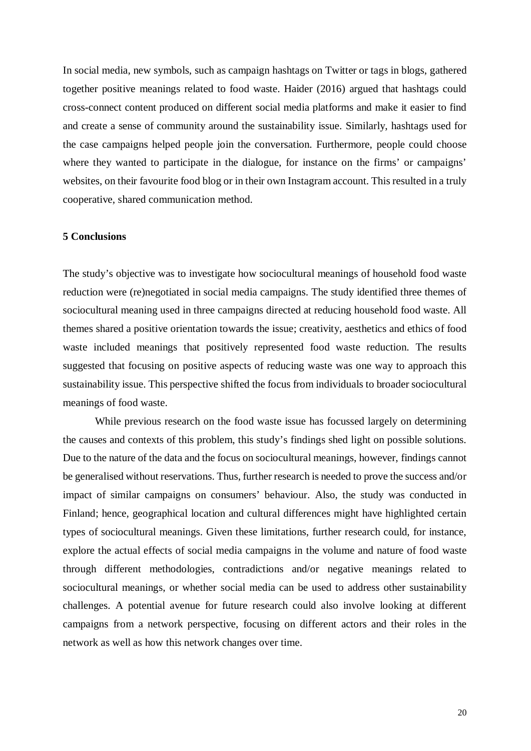In social media, new symbols, such as campaign hashtags on Twitter or tags in blogs, gathered together positive meanings related to food waste. Haider (2016) argued that hashtags could cross-connect content produced on different social media platforms and make it easier to find and create a sense of community around the sustainability issue. Similarly, hashtags used for the case campaigns helped people join the conversation. Furthermore, people could choose where they wanted to participate in the dialogue, for instance on the firms' or campaigns' websites, on their favourite food blog or in their own Instagram account. This resulted in a truly cooperative, shared communication method.

## 5 Conclusions

The study's objective was to investigate how sociocultural meanings of household food waste reduction were (re)negotiated in social media campaigns. The study identified three themes of sociocultural meaning used in three campaigns directed at reducing household food waste. All themes shared a positive orientation towards the issue; creativity, aesthetics and ethics of food waste included meanings that positively represented food waste reduction. The results suggested that focusing on positive aspects of reducing waste was one way to approach this sustainability issue. This perspective shifted the focus from individuals to broader sociocultural meanings of food waste.

While previous research on the food waste issue has focussed largely on determining the causes and contexts of this problem, this study's findings shed light on possible solutions. Due to the nature of the data and the focus on sociocultural meanings, however, findings cannot be generalised without reservations. Thus, further research is needed to prove the success and/or impact of similar campaigns on consumers' behaviour. Also, the study was conducted in Finland; hence, geographical location and cultural differences might have highlighted certain types of sociocultural meanings. Given these limitations, further research could, for instance, explore the actual effects of social media campaigns in the volume and nature of food waste through different methodologies, contradictions and/or negative meanings related to sociocultural meanings, or whether social media can be used to address other sustainability challenges. A potential avenue for future research could also involve looking at different campaigns from a network perspective, focusing on different actors and their roles in the network as well as how this network changes over time.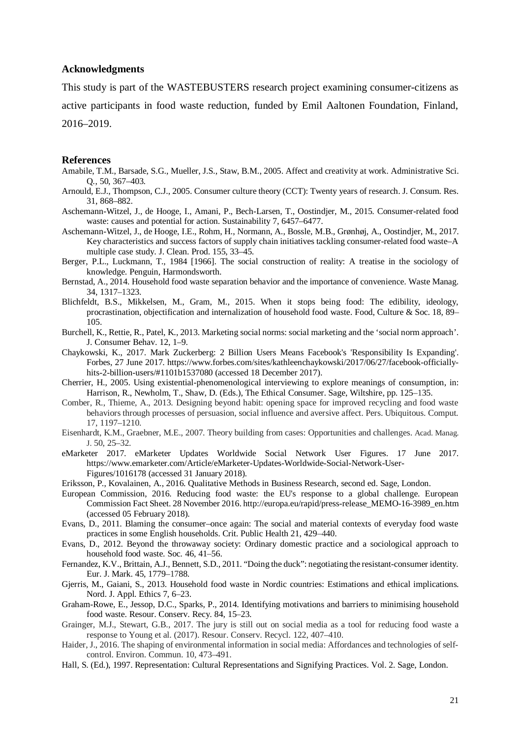## Acknowledgments

This study is part of the WASTEBUSTERS research project examining consumer-citizens as active participants in food waste reduction, funded by Emil Aaltonen Foundation, Finland, 2016–2019.

## References

Amabile, T.M., Barsade, S.G., Mueller, J.S., Staw, B.M., 2005. Affect and creativity at work. Administrative Sci. Q., 50, 367–403.

Arnould, E.J., Thompson, C.J., 2005. Consumer culture theory (CCT): Twenty years of research. J. Consum. Res. 31, 868–882.

Aschemann-Witzel, J., de Hooge, I., Amani, P., Bech-Larsen, T., Oostindjer, M., 2015. Consumer-related food waste: causes and potential for action. Sustainability 7, 6457–6477.

Aschemann-Witzel, J., de Hooge, I.E., Rohm, H., Normann, A., Bossle, M.B., Grønhøj, A., Oostindjer, M., 2017. Key characteristics and success factors of supply chain initiatives tackling consumer-related food waste–A multiple case study. J. Clean. Prod. 155, 33–45.

Berger, P.L., Luckmann, T., 1984 [1966]. The social construction of reality: A treatise in the sociology of knowledge. Penguin, Harmondsworth.

Bernstad, A., 2014. Household food waste separation behavior and the importance of convenience. Waste Manag. 34, 1317–1323.

Blichfeldt, B.S., Mikkelsen, M., Gram, M., 2015. When it stops being food: The edibility, ideology, procrastination, objectification and internalization of household food waste. Food, Culture & Soc. 18, 89–105.

Burchell, K., Rettie, R., Patel, K., 2013. Marketing social norms: social marketing and the 'social norm approach'. J. Consumer Behav. 12, 1–9.

Chaykowski, K., 2017. Mark Zuckerberg: 2 Billion Users Means Facebook's 'Responsibility Is Expanding'. Forbes, 27 June 2017. https://www.forbes.com/sites/kathleenchaykowski/2017/06/27/facebook-officially-hits-2-billion-users/#1101b1537080 (accessed 18 December 2017).

Cherrier, H., 2005. Using existential-phenomenological interviewing to explore meanings of consumption, in: Harrison, R., Newholm, T., Shaw, D. (Eds.), The Ethical Consumer. Sage, Wiltshire, pp. 125–135.

Comber, R., Thieme, A., 2013. Designing beyond habit: opening space for improved recycling and food waste behaviors through processes of persuasion, social influence and aversive affect. Pers. Ubiquitous. Comput. 17, 1197–1210.

Eisenhardt, K.M., Graebner, M.E., 2007. Theory building from cases: Opportunities and challenges. Acad. Manag. J. 50, 25–32.

eMarketer 2017. eMarketer Updates Worldwide Social Network User Figures. 17 June 2017. https://www.emarketer.com/Article/eMarketer-Updates-Worldwide-Social-Network-User-Figures/1016178 (accessed 31 January 2018).

Eriksson, P., Kovalainen, A., 2016. Qualitative Methods in Business Research, second ed. Sage, London.

European Commission, 2016. Reducing food waste: the EU's response to a global challenge. European Commission Fact Sheet. 28 November 2016. http://europa.eu/rapid/press-release_MEMO-16-3989_en.htm (accessed 05 February 2018).

Evans, D., 2011. Blaming the consumer–once again: The social and material contexts of everyday food waste practices in some English households. Crit. Public Health 21, 429–440.

Evans, D., 2012. Beyond the throwaway society: Ordinary domestic practice and a sociological approach to household food waste. Soc. 46, 41–56.

Fernandez, K.V., Brittain, A.J., Bennett, S.D., 2011. "Doing the duck": negotiating the resistant-consumer identity. Eur. J. Mark. 45, 1779–1788.

Gjerris, M., Gaiani, S., 2013. Household food waste in Nordic countries: Estimations and ethical implications. Nord. J. Appl. Ethics 7, 6–23.

Graham-Rowe, E., Jessop, D.C., Sparks, P., 2014. Identifying motivations and barriers to minimising household food waste. Resour. Conserv. Recy. 84, 15–23.

Grainger, M.J., Stewart, G.B., 2017. The jury is still out on social media as a tool for reducing food waste a response to Young et al. (2017). Resour. Conserv. Recycl. 122, 407–410.

Haider, J., 2016. The shaping of environmental information in social media: Affordances and technologies of self-control. Environ. Commun. 10, 473–491.

Hall, S. (Ed.), 1997. Representation: Cultural Representations and Signifying Practices. Vol. 2. Sage, London.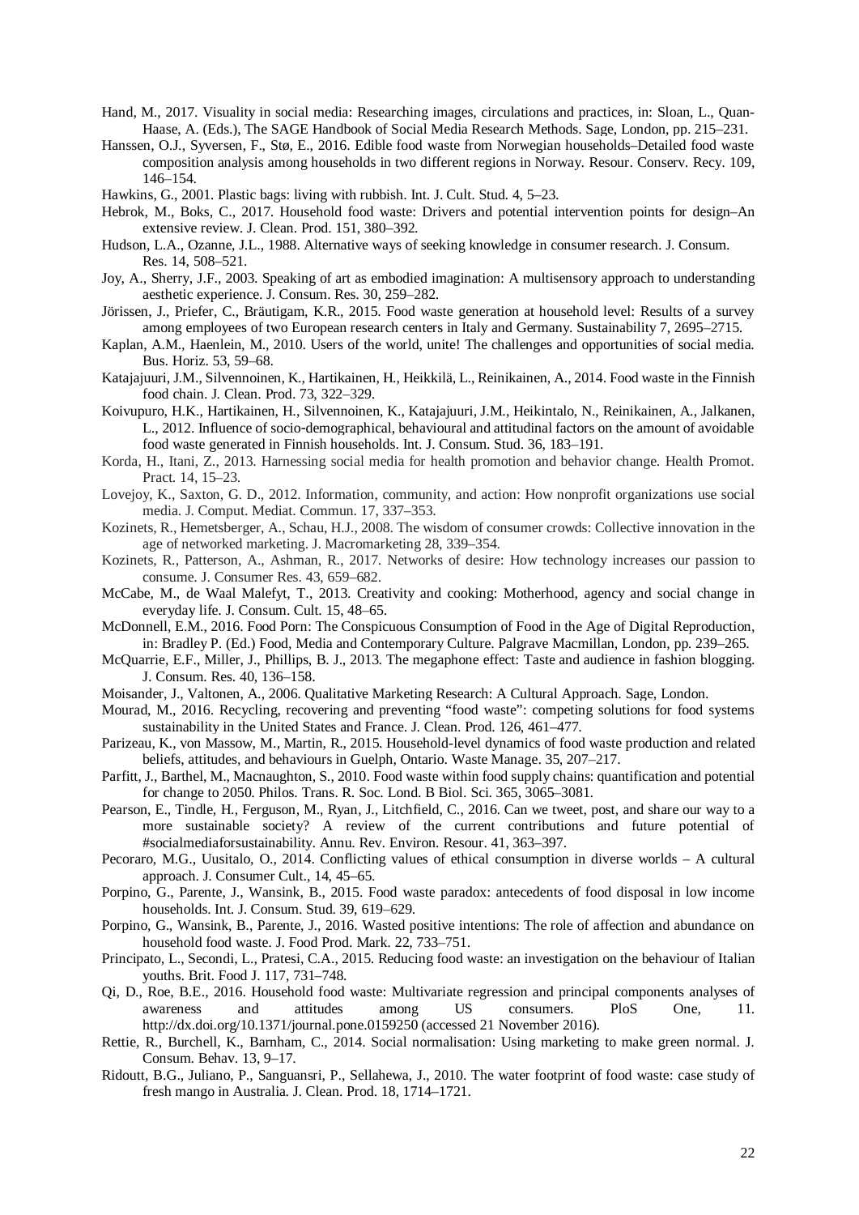Hand, M., 2017. Visuality in social media: Researching images, circulations and practices, in: Sloan, L., Quan-Haase, A. (Eds.), The SAGE Handbook of Social Media Research Methods. Sage, London, pp. 215–231.

Hanssen, O.J., Syversen, F., Stø, E., 2016. Edible food waste from Norwegian households–Detailed food waste composition analysis among households in two different regions in Norway. Resour. Conserv. Recy. 109, 146–154.

Hawkins, G., 2001. Plastic bags: living with rubbish. Int. J. Cult. Stud. 4, 5–23.

Hebrok, M., Boks, C., 2017. Household food waste: Drivers and potential intervention points for design–An extensive review. J. Clean. Prod. 151, 380–392.

Hudson, L.A., Ozanne, J.L., 1988. Alternative ways of seeking knowledge in consumer research. J. Consum. Res. 14, 508–521.

Joy, A., Sherry, J.F., 2003. Speaking of art as embodied imagination: A multisensory approach to understanding aesthetic experience. J. Consum. Res. 30, 259–282.

Jörissen, J., Priefer, C., Bräutigam, K.R., 2015. Food waste generation at household level: Results of a survey among employees of two European research centers in Italy and Germany. Sustainability 7, 2695–2715.

Kaplan, A.M., Haenlein, M., 2010. Users of the world, unite! The challenges and opportunities of social media. Bus. Horiz. 53, 59–68.

Katajajuuri, J.M., Silvennoinen, K., Hartikainen, H., Heikkilä, L., Reinikainen, A., 2014. Food waste in the Finnish food chain. J. Clean. Prod. 73, 322–329.

Koivupuro, H.K., Hartikainen, H., Silvennoinen, K., Katajajuuri, J.M., Heikintalo, N., Reinikainen, A., Jalkanen, L., 2012. Influence of socio-demographical, behavioural and attitudinal factors on the amount of avoidable food waste generated in Finnish households. Int. J. Consum. Stud. 36, 183–191.

Korda, H., Itani, Z., 2013. Harnessing social media for health promotion and behavior change. Health Promot. Pract. 14, 15–23.

Lovejoy, K., Saxton, G. D., 2012. Information, community, and action: How nonprofit organizations use social media. J. Comput. Mediat. Commun. 17, 337–353.

Kozinets, R., Hemetsberger, A., Schau, H.J., 2008. The wisdom of consumer crowds: Collective innovation in the age of networked marketing. J. Macromarketing 28, 339–354.

Kozinets, R., Patterson, A., Ashman, R., 2017. Networks of desire: How technology increases our passion to consume. J. Consumer Res. 43, 659–682.

McCabe, M., de Waal Malefyt, T., 2013. Creativity and cooking: Motherhood, agency and social change in everyday life. J. Consum. Cult. 15, 48–65.

McDonnell, E.M., 2016. Food Porn: The Conspicuous Consumption of Food in the Age of Digital Reproduction, in: Bradley P. (Ed.) Food, Media and Contemporary Culture. Palgrave Macmillan, London, pp. 239–265.

McQuarrie, E.F., Miller, J., Phillips, B. J., 2013. The megaphone effect: Taste and audience in fashion blogging. J. Consum. Res. 40, 136–158.

Moisander, J., Valtonen, A., 2006. Qualitative Marketing Research: A Cultural Approach. Sage, London.

Mourad, M., 2016. Recycling, recovering and preventing "food waste": competing solutions for food systems sustainability in the United States and France. J. Clean. Prod. 126, 461–477.

Parizeau, K., von Massow, M., Martin, R., 2015. Household-level dynamics of food waste production and related beliefs, attitudes, and behaviours in Guelph, Ontario. Waste Manage. 35, 207–217.

Parfitt, J., Barthel, M., Macnaughton, S., 2010. Food waste within food supply chains: quantification and potential for change to 2050. Philos. Trans. R. Soc. Lond. B Biol. Sci. 365, 3065–3081.

Pearson, E., Tindle, H., Ferguson, M., Ryan, J., Litchfield, C., 2016. Can we tweet, post, and share our way to a more sustainable society? A review of the current contributions and future potential of #socialmediaforsustainability. Annu. Rev. Environ. Resour. 41, 363–397.

Pecoraro, M.G., Uusitalo, O., 2014. Conflicting values of ethical consumption in diverse worlds – A cultural approach. J. Consumer Cult., 14, 45–65.

Porpino, G., Parente, J., Wansink, B., 2015. Food waste paradox: antecedents of food disposal in low income households. Int. J. Consum. Stud. 39, 619–629.

Porpino, G., Wansink, B., Parente, J., 2016. Wasted positive intentions: The role of affection and abundance on household food waste. J. Food Prod. Mark. 22, 733–751.

Principato, L., Secondi, L., Pratesi, C.A., 2015. Reducing food waste: an investigation on the behaviour of Italian youths. Brit. Food J. 117, 731–748.

Qi, D., Roe, B.E., 2016. Household food waste: Multivariate regression and principal components analyses of awareness and attitudes among US consumers. PloS One, 11. http://dx.doi.org/10.1371/journal.pone.0159250 (accessed 21 November 2016).

Rettie, R., Burchell, K., Barnham, C., 2014. Social normalisation: Using marketing to make green normal. J. Consum. Behav. 13, 9–17.

Ridoutt, B.G., Juliano, P., Sanguansri, P., Sellahewa, J., 2010. The water footprint of food waste: case study of fresh mango in Australia. J. Clean. Prod. 18, 1714–1721.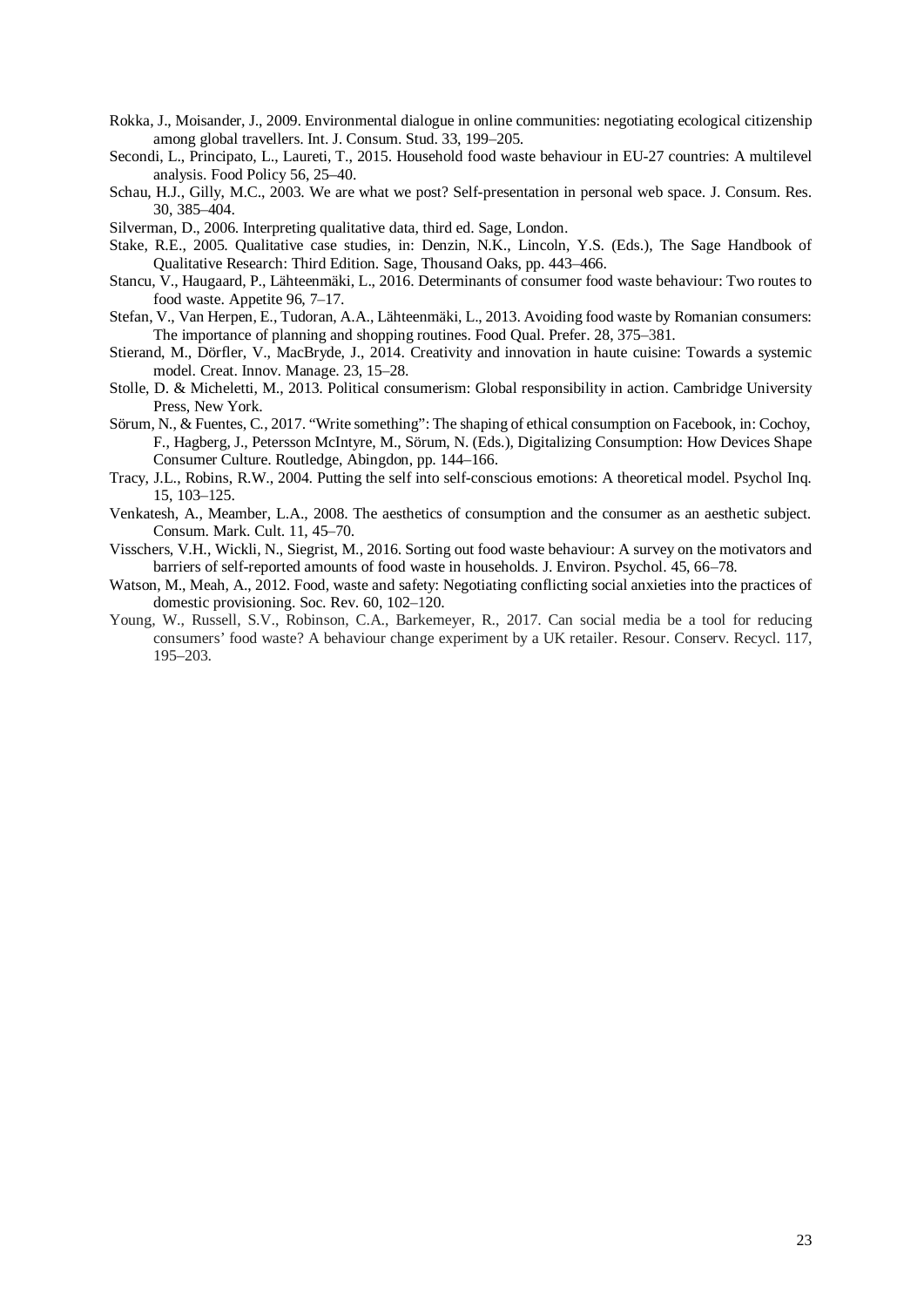Rokka, J., Moisander, J., 2009. Environmental dialogue in online communities: negotiating ecological citizenship among global travellers. Int. J. Consum. Stud. 33, 199–205.

Secondi, L., Principato, L., Laureti, T., 2015. Household food waste behaviour in EU-27 countries: A multilevel analysis. Food Policy 56, 25–40.

Schau, H.J., Gilly, M.C., 2003. We are what we post? Self-presentation in personal web space. J. Consum. Res. 30, 385–404.

Silverman, D., 2006. Interpreting qualitative data, third ed. Sage, London.

Stake, R.E., 2005. Qualitative case studies, in: Denzin, N.K., Lincoln, Y.S. (Eds.), The Sage Handbook of Qualitative Research: Third Edition. Sage, Thousand Oaks, pp. 443–466.

Stancu, V., Haugaard, P., Lähteenmäki, L., 2016. Determinants of consumer food waste behaviour: Two routes to food waste. Appetite 96, 7–17.

Stefan, V., Van Herpen, E., Tudoran, A.A., Lähteenmäki, L., 2013. Avoiding food waste by Romanian consumers: The importance of planning and shopping routines. Food Qual. Prefer. 28, 375–381.

Stierand, M., Dörfler, V., MacBryde, J., 2014. Creativity and innovation in haute cuisine: Towards a systemic model. Creat. Innov. Manage. 23, 15–28.

Stolle, D. & Micheletti, M., 2013. Political consumerism: Global responsibility in action. Cambridge University Press, New York.

Sörum, N., & Fuentes, C., 2017. "Write something": The shaping of ethical consumption on Facebook, in: Cochoy, F., Hagberg, J., Petersson McIntyre, M., Sörum, N. (Eds.), Digitalizing Consumption: How Devices Shape Consumer Culture. Routledge, Abingdon, pp. 144–166.

Tracy, J.L., Robins, R.W., 2004. Putting the self into self-conscious emotions: A theoretical model. Psychol Inq. 15, 103–125.

Venkatesh, A., Meamber, L.A., 2008. The aesthetics of consumption and the consumer as an aesthetic subject. Consum. Mark. Cult. 11, 45–70.

Visschers, V.H., Wickli, N., Siegrist, M., 2016. Sorting out food waste behaviour: A survey on the motivators and barriers of self-reported amounts of food waste in households. J. Environ. Psychol. 45, 66–78.

Watson, M., Meah, A., 2012. Food, waste and safety: Negotiating conflicting social anxieties into the practices of domestic provisioning. Soc. Rev. 60, 102–120.

Young, W., Russell, S.V., Robinson, C.A., Barkemeyer, R., 2017. Can social media be a tool for reducing consumers' food waste? A behaviour change experiment by a UK retailer. Resour. Conserv. Recycl. 117, 195–203.